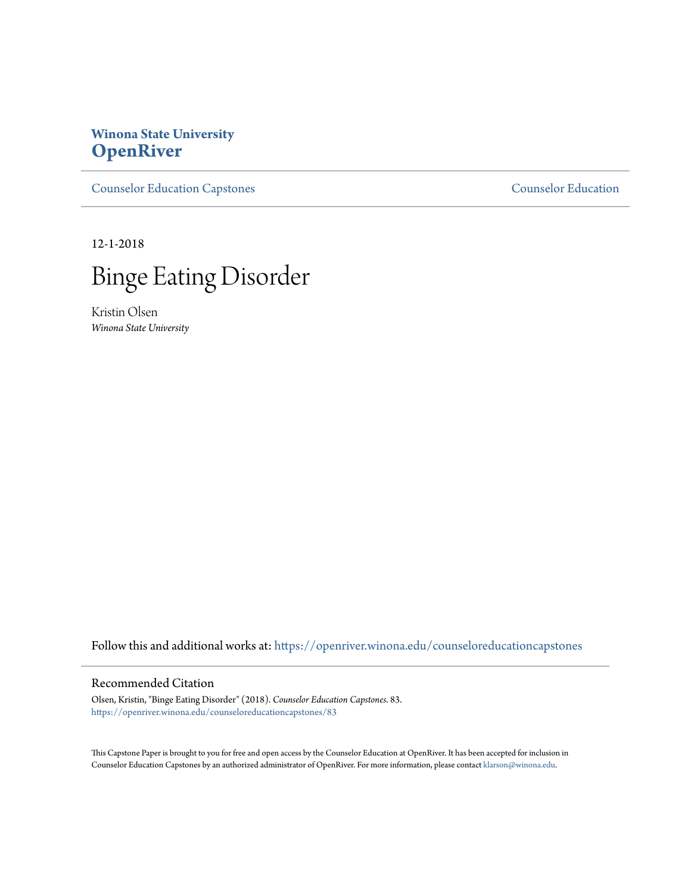**Winona State University**
**OpenRiver**

Counselor Education Capstones | Counselor Education

12-1-2018

# Binge Eating Disorder

Kristin Olsen
*Winona State University*

Follow this and additional works at: https://openriver.winona.edu/counseloreducationcapstones

## Recommended Citation

Olsen, Kristin, "Binge Eating Disorder" (2018). *Counselor Education Capstones*. 83.
https://openriver.winona.edu/counseloreducationcapstones/83

This Capstone Paper is brought to you for free and open access by the Counselor Education at OpenRiver. It has been accepted for inclusion in Counselor Education Capstones by an authorized administrator of OpenRiver. For more information, please contact klarson@winona.edu.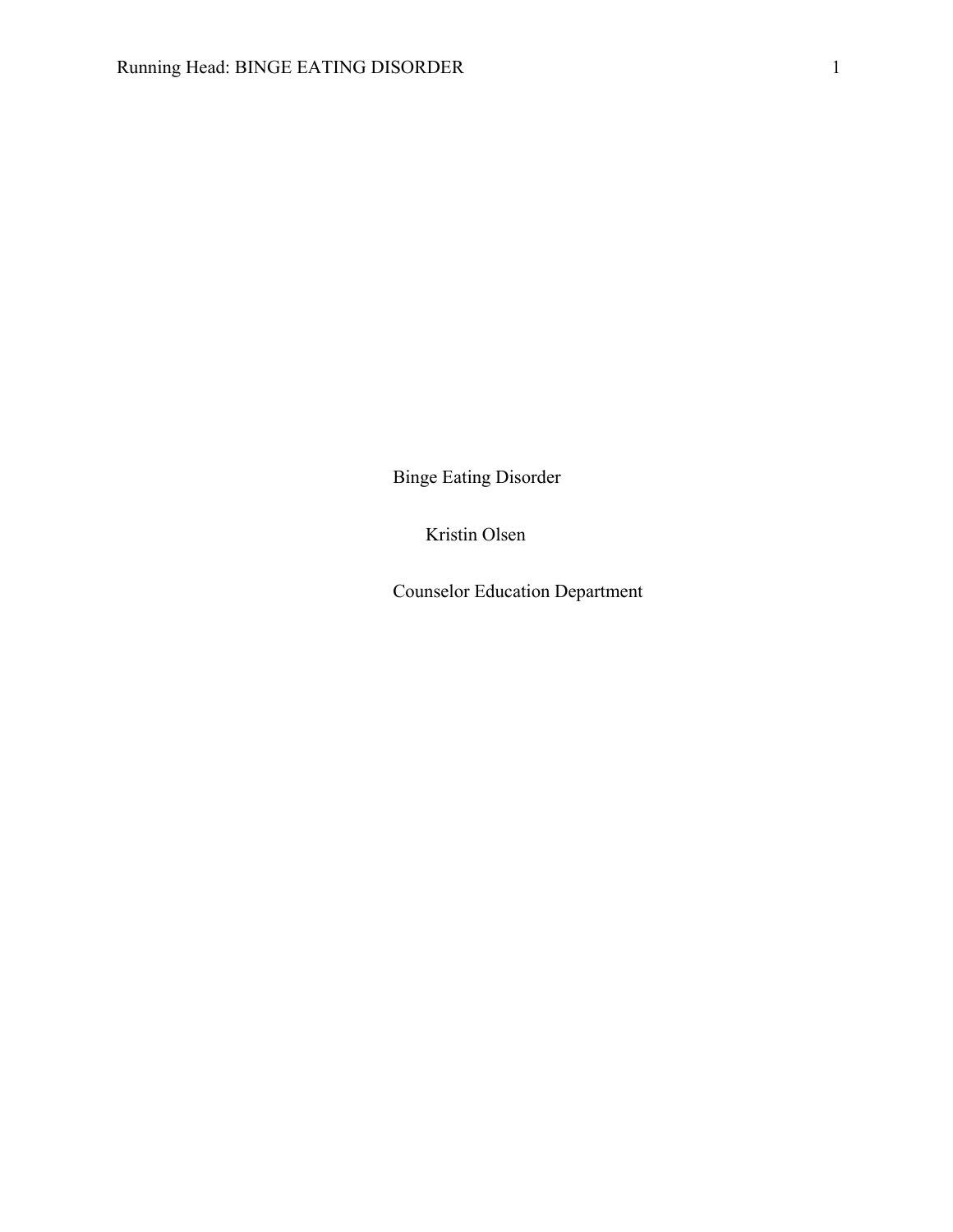Binge Eating Disorder

Kristin Olsen

Counselor Education Department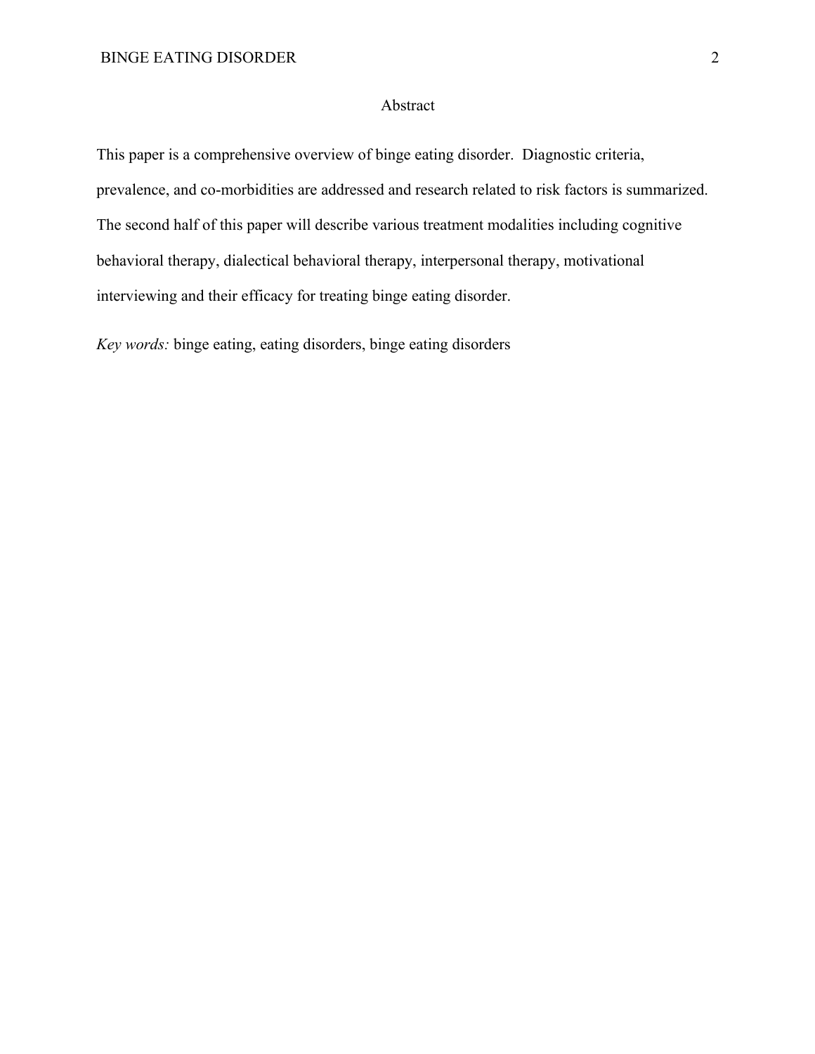## Abstract

This paper is a comprehensive overview of binge eating disorder. Diagnostic criteria, prevalence, and co-morbidities are addressed and research related to risk factors is summarized. The second half of this paper will describe various treatment modalities including cognitive behavioral therapy, dialectical behavioral therapy, interpersonal therapy, motivational interviewing and their efficacy for treating binge eating disorder.

*Key words:* binge eating, eating disorders, binge eating disorders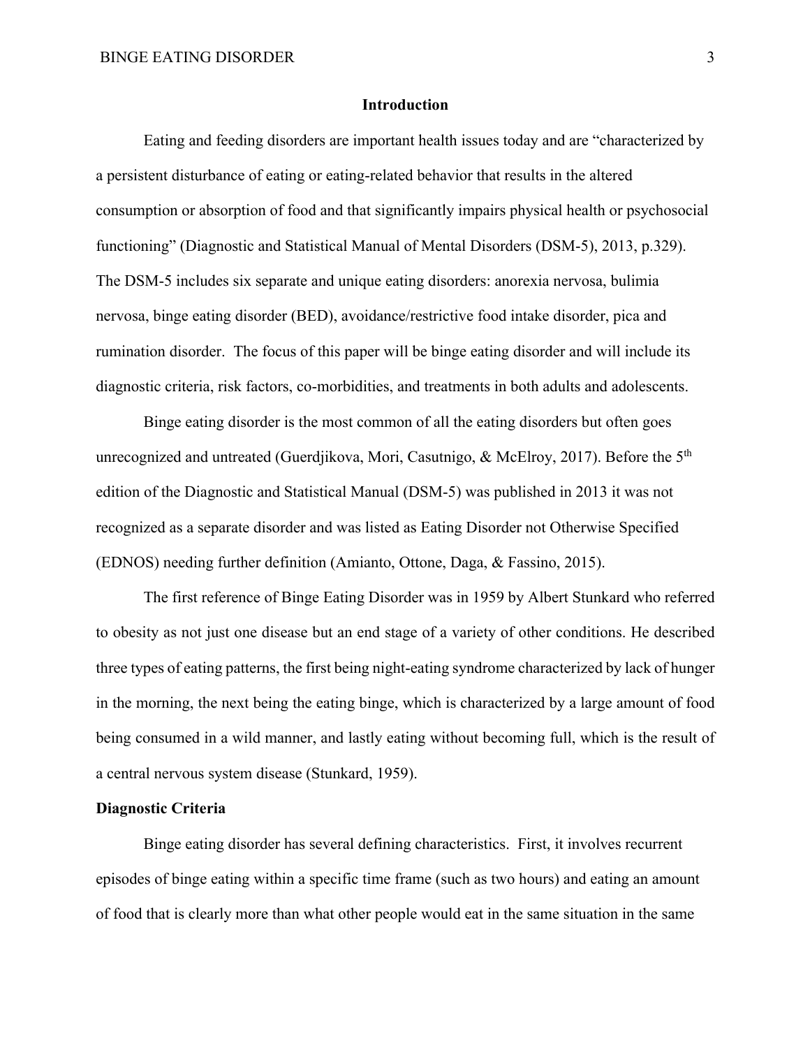## Introduction

Eating and feeding disorders are important health issues today and are "characterized by a persistent disturbance of eating or eating-related behavior that results in the altered consumption or absorption of food and that significantly impairs physical health or psychosocial functioning" (Diagnostic and Statistical Manual of Mental Disorders (DSM-5), 2013, p.329). The DSM-5 includes six separate and unique eating disorders: anorexia nervosa, bulimia nervosa, binge eating disorder (BED), avoidance/restrictive food intake disorder, pica and rumination disorder. The focus of this paper will be binge eating disorder and will include its diagnostic criteria, risk factors, co-morbidities, and treatments in both adults and adolescents.

Binge eating disorder is the most common of all the eating disorders but often goes unrecognized and untreated (Guerdjikova, Mori, Casutnigo, & McElroy, 2017). Before the 5th edition of the Diagnostic and Statistical Manual (DSM-5) was published in 2013 it was not recognized as a separate disorder and was listed as Eating Disorder not Otherwise Specified (EDNOS) needing further definition (Amianto, Ottone, Daga, & Fassino, 2015).

The first reference of Binge Eating Disorder was in 1959 by Albert Stunkard who referred to obesity as not just one disease but an end stage of a variety of other conditions. He described three types of eating patterns, the first being night-eating syndrome characterized by lack of hunger in the morning, the next being the eating binge, which is characterized by a large amount of food being consumed in a wild manner, and lastly eating without becoming full, which is the result of a central nervous system disease (Stunkard, 1959).

### Diagnostic Criteria

Binge eating disorder has several defining characteristics. First, it involves recurrent episodes of binge eating within a specific time frame (such as two hours) and eating an amount of food that is clearly more than what other people would eat in the same situation in the same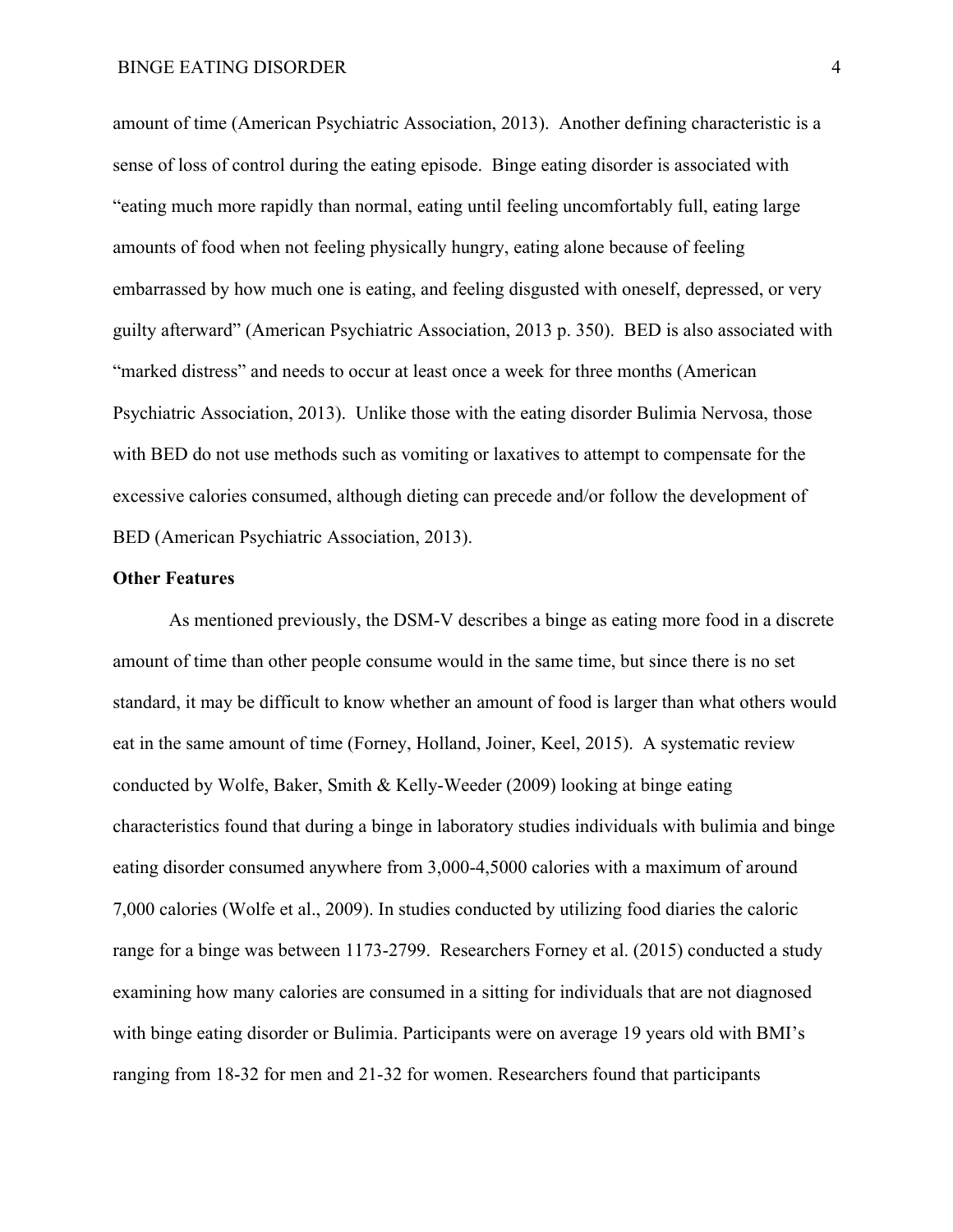amount of time (American Psychiatric Association, 2013). Another defining characteristic is a sense of loss of control during the eating episode. Binge eating disorder is associated with "eating much more rapidly than normal, eating until feeling uncomfortably full, eating large amounts of food when not feeling physically hungry, eating alone because of feeling embarrassed by how much one is eating, and feeling disgusted with oneself, depressed, or very guilty afterward" (American Psychiatric Association, 2013 p. 350). BED is also associated with "marked distress" and needs to occur at least once a week for three months (American Psychiatric Association, 2013). Unlike those with the eating disorder Bulimia Nervosa, those with BED do not use methods such as vomiting or laxatives to attempt to compensate for the excessive calories consumed, although dieting can precede and/or follow the development of BED (American Psychiatric Association, 2013).

**Other Features**

As mentioned previously, the DSM-V describes a binge as eating more food in a discrete amount of time than other people consume would in the same time, but since there is no set standard, it may be difficult to know whether an amount of food is larger than what others would eat in the same amount of time (Forney, Holland, Joiner, Keel, 2015). A systematic review conducted by Wolfe, Baker, Smith & Kelly-Weeder (2009) looking at binge eating characteristics found that during a binge in laboratory studies individuals with bulimia and binge eating disorder consumed anywhere from 3,000-4,5000 calories with a maximum of around 7,000 calories (Wolfe et al., 2009). In studies conducted by utilizing food diaries the caloric range for a binge was between 1173-2799. Researchers Forney et al. (2015) conducted a study examining how many calories are consumed in a sitting for individuals that are not diagnosed with binge eating disorder or Bulimia. Participants were on average 19 years old with BMI's ranging from 18-32 for men and 21-32 for women. Researchers found that participants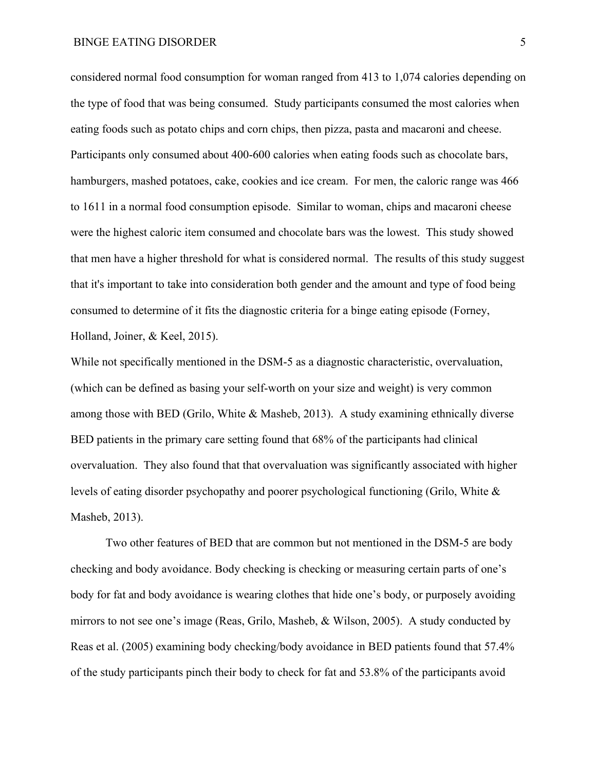considered normal food consumption for woman ranged from 413 to 1,074 calories depending on the type of food that was being consumed. Study participants consumed the most calories when eating foods such as potato chips and corn chips, then pizza, pasta and macaroni and cheese. Participants only consumed about 400-600 calories when eating foods such as chocolate bars, hamburgers, mashed potatoes, cake, cookies and ice cream. For men, the caloric range was 466 to 1611 in a normal food consumption episode. Similar to woman, chips and macaroni cheese were the highest caloric item consumed and chocolate bars was the lowest. This study showed that men have a higher threshold for what is considered normal. The results of this study suggest that it's important to take into consideration both gender and the amount and type of food being consumed to determine of it fits the diagnostic criteria for a binge eating episode (Forney, Holland, Joiner, & Keel, 2015).

While not specifically mentioned in the DSM-5 as a diagnostic characteristic, overvaluation, (which can be defined as basing your self-worth on your size and weight) is very common among those with BED (Grilo, White & Masheb, 2013). A study examining ethnically diverse BED patients in the primary care setting found that 68% of the participants had clinical overvaluation. They also found that that overvaluation was significantly associated with higher levels of eating disorder psychopathy and poorer psychological functioning (Grilo, White & Masheb, 2013).

Two other features of BED that are common but not mentioned in the DSM-5 are body checking and body avoidance. Body checking is checking or measuring certain parts of one's body for fat and body avoidance is wearing clothes that hide one's body, or purposely avoiding mirrors to not see one's image (Reas, Grilo, Masheb, & Wilson, 2005). A study conducted by Reas et al. (2005) examining body checking/body avoidance in BED patients found that 57.4% of the study participants pinch their body to check for fat and 53.8% of the participants avoid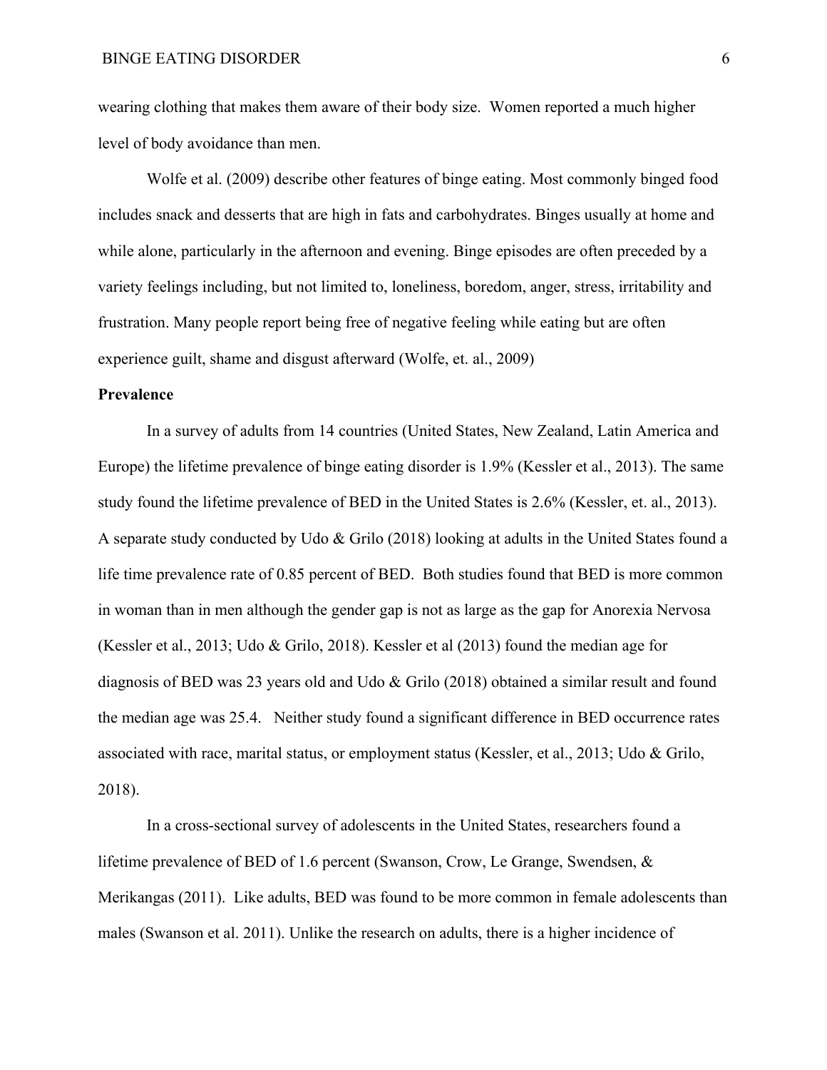wearing clothing that makes them aware of their body size. Women reported a much higher level of body avoidance than men.

Wolfe et al. (2009) describe other features of binge eating. Most commonly binged food includes snack and desserts that are high in fats and carbohydrates. Binges usually at home and while alone, particularly in the afternoon and evening. Binge episodes are often preceded by a variety feelings including, but not limited to, loneliness, boredom, anger, stress, irritability and frustration. Many people report being free of negative feeling while eating but are often experience guilt, shame and disgust afterward (Wolfe, et. al., 2009)

**Prevalence**

In a survey of adults from 14 countries (United States, New Zealand, Latin America and Europe) the lifetime prevalence of binge eating disorder is 1.9% (Kessler et al., 2013). The same study found the lifetime prevalence of BED in the United States is 2.6% (Kessler, et. al., 2013). A separate study conducted by Udo & Grilo (2018) looking at adults in the United States found a life time prevalence rate of 0.85 percent of BED. Both studies found that BED is more common in woman than in men although the gender gap is not as large as the gap for Anorexia Nervosa (Kessler et al., 2013; Udo & Grilo, 2018). Kessler et al (2013) found the median age for diagnosis of BED was 23 years old and Udo & Grilo (2018) obtained a similar result and found the median age was 25.4. Neither study found a significant difference in BED occurrence rates associated with race, marital status, or employment status (Kessler, et al., 2013; Udo & Grilo, 2018).

In a cross-sectional survey of adolescents in the United States, researchers found a lifetime prevalence of BED of 1.6 percent (Swanson, Crow, Le Grange, Swendsen, & Merikangas (2011). Like adults, BED was found to be more common in female adolescents than males (Swanson et al. 2011). Unlike the research on adults, there is a higher incidence of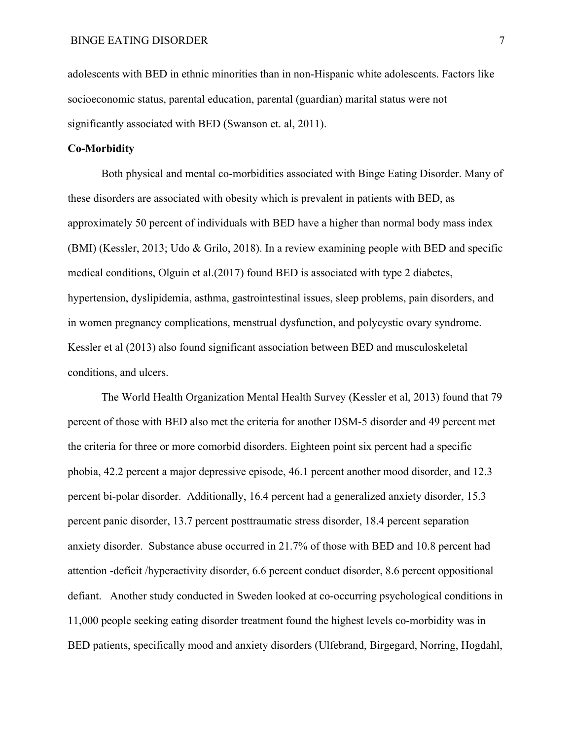adolescents with BED in ethnic minorities than in non-Hispanic white adolescents. Factors like socioeconomic status, parental education, parental (guardian) marital status were not significantly associated with BED (Swanson et. al, 2011).

**Co-Morbidity**

Both physical and mental co-morbidities associated with Binge Eating Disorder. Many of these disorders are associated with obesity which is prevalent in patients with BED, as approximately 50 percent of individuals with BED have a higher than normal body mass index (BMI) (Kessler, 2013; Udo & Grilo, 2018). In a review examining people with BED and specific medical conditions, Olguin et al.(2017) found BED is associated with type 2 diabetes, hypertension, dyslipidemia, asthma, gastrointestinal issues, sleep problems, pain disorders, and in women pregnancy complications, menstrual dysfunction, and polycystic ovary syndrome. Kessler et al (2013) also found significant association between BED and musculoskeletal conditions, and ulcers.

The World Health Organization Mental Health Survey (Kessler et al, 2013) found that 79 percent of those with BED also met the criteria for another DSM-5 disorder and 49 percent met the criteria for three or more comorbid disorders. Eighteen point six percent had a specific phobia, 42.2 percent a major depressive episode, 46.1 percent another mood disorder, and 12.3 percent bi-polar disorder. Additionally, 16.4 percent had a generalized anxiety disorder, 15.3 percent panic disorder, 13.7 percent posttraumatic stress disorder, 18.4 percent separation anxiety disorder. Substance abuse occurred in 21.7% of those with BED and 10.8 percent had attention -deficit /hyperactivity disorder, 6.6 percent conduct disorder, 8.6 percent oppositional defiant. Another study conducted in Sweden looked at co-occurring psychological conditions in 11,000 people seeking eating disorder treatment found the highest levels co-morbidity was in BED patients, specifically mood and anxiety disorders (Ulfebrand, Birgegard, Norring, Hogdahl,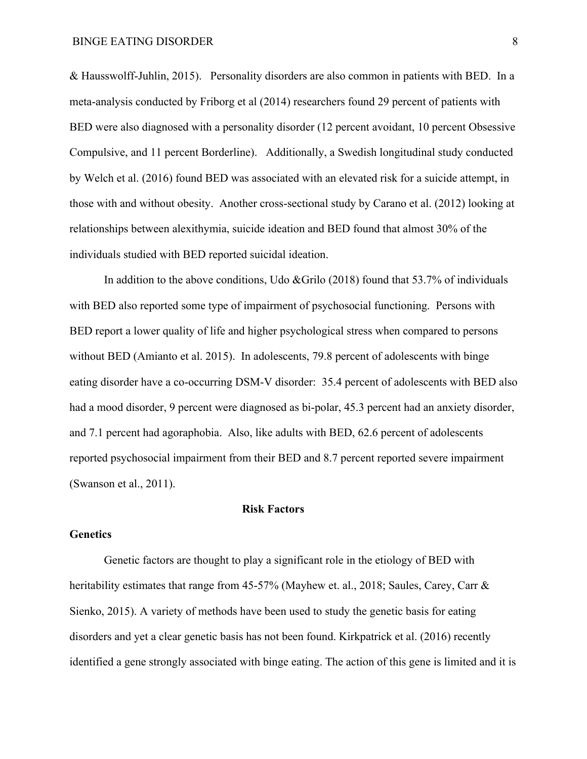& Hausswolff-Juhlin, 2015). Personality disorders are also common in patients with BED. In a meta-analysis conducted by Friborg et al (2014) researchers found 29 percent of patients with BED were also diagnosed with a personality disorder (12 percent avoidant, 10 percent Obsessive Compulsive, and 11 percent Borderline). Additionally, a Swedish longitudinal study conducted by Welch et al. (2016) found BED was associated with an elevated risk for a suicide attempt, in those with and without obesity. Another cross-sectional study by Carano et al. (2012) looking at relationships between alexithymia, suicide ideation and BED found that almost 30% of the individuals studied with BED reported suicidal ideation.

In addition to the above conditions, Udo &Grilo (2018) found that 53.7% of individuals with BED also reported some type of impairment of psychosocial functioning. Persons with BED report a lower quality of life and higher psychological stress when compared to persons without BED (Amianto et al. 2015). In adolescents, 79.8 percent of adolescents with binge eating disorder have a co-occurring DSM-V disorder: 35.4 percent of adolescents with BED also had a mood disorder, 9 percent were diagnosed as bi-polar, 45.3 percent had an anxiety disorder, and 7.1 percent had agoraphobia. Also, like adults with BED, 62.6 percent of adolescents reported psychosocial impairment from their BED and 8.7 percent reported severe impairment (Swanson et al., 2011).

## Risk Factors

### Genetics

Genetic factors are thought to play a significant role in the etiology of BED with heritability estimates that range from 45-57% (Mayhew et. al., 2018; Saules, Carey, Carr & Sienko, 2015). A variety of methods have been used to study the genetic basis for eating disorders and yet a clear genetic basis has not been found. Kirkpatrick et al. (2016) recently identified a gene strongly associated with binge eating. The action of this gene is limited and it is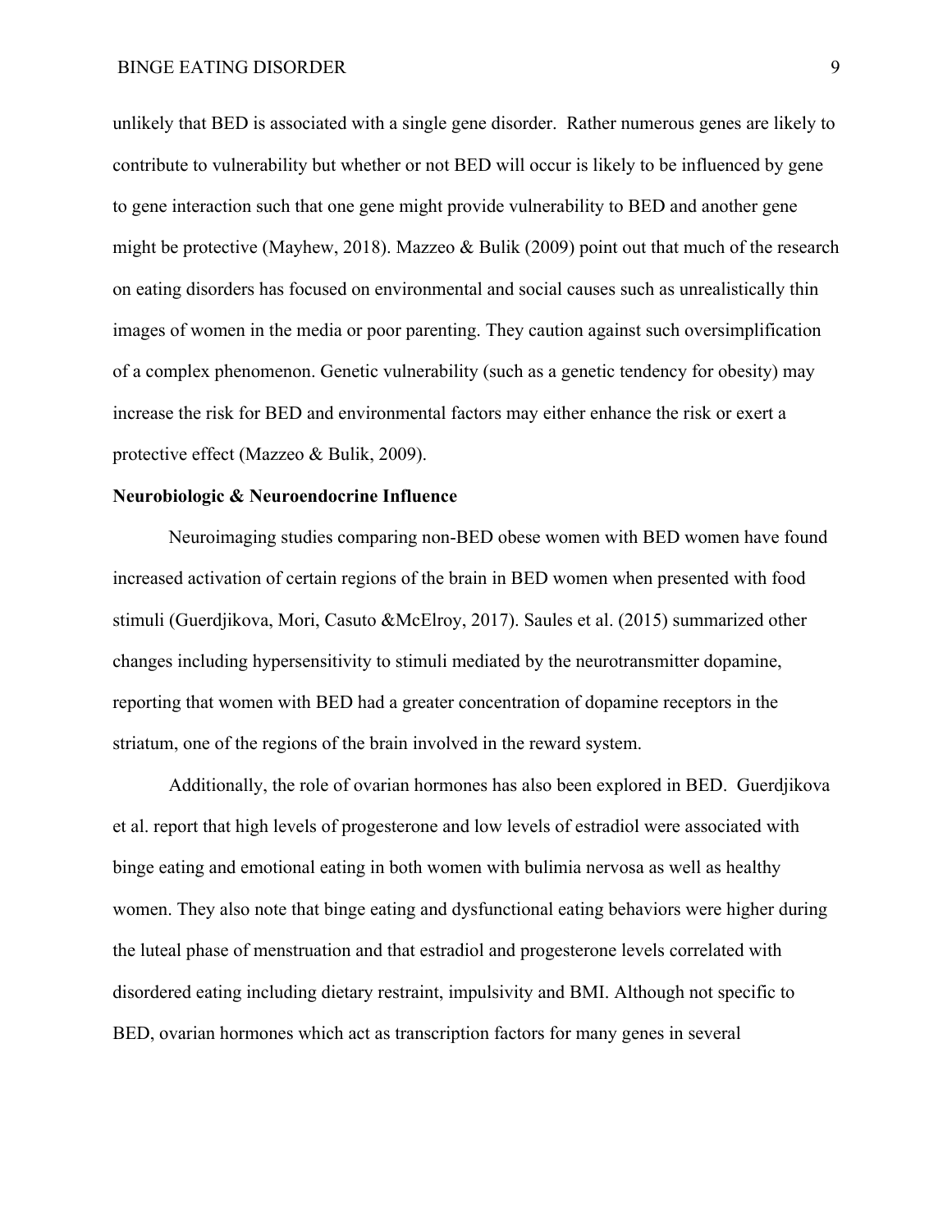unlikely that BED is associated with a single gene disorder.  Rather numerous genes are likely to contribute to vulnerability but whether or not BED will occur is likely to be influenced by gene to gene interaction such that one gene might provide vulnerability to BED and another gene might be protective (Mayhew, 2018). Mazzeo & Bulik (2009) point out that much of the research on eating disorders has focused on environmental and social causes such as unrealistically thin images of women in the media or poor parenting. They caution against such oversimplification of a complex phenomenon. Genetic vulnerability (such as a genetic tendency for obesity) may increase the risk for BED and environmental factors may either enhance the risk or exert a protective effect (Mazzeo & Bulik, 2009).

**Neurobiologic & Neuroendocrine Influence**

Neuroimaging studies comparing non-BED obese women with BED women have found increased activation of certain regions of the brain in BED women when presented with food stimuli (Guerdjikova, Mori, Casuto &McElroy, 2017). Saules et al. (2015) summarized other changes including hypersensitivity to stimuli mediated by the neurotransmitter dopamine, reporting that women with BED had a greater concentration of dopamine receptors in the striatum, one of the regions of the brain involved in the reward system.

Additionally, the role of ovarian hormones has also been explored in BED.  Guerdjikova et al. report that high levels of progesterone and low levels of estradiol were associated with binge eating and emotional eating in both women with bulimia nervosa as well as healthy women. They also note that binge eating and dysfunctional eating behaviors were higher during the luteal phase of menstruation and that estradiol and progesterone levels correlated with disordered eating including dietary restraint, impulsivity and BMI. Although not specific to BED, ovarian hormones which act as transcription factors for many genes in several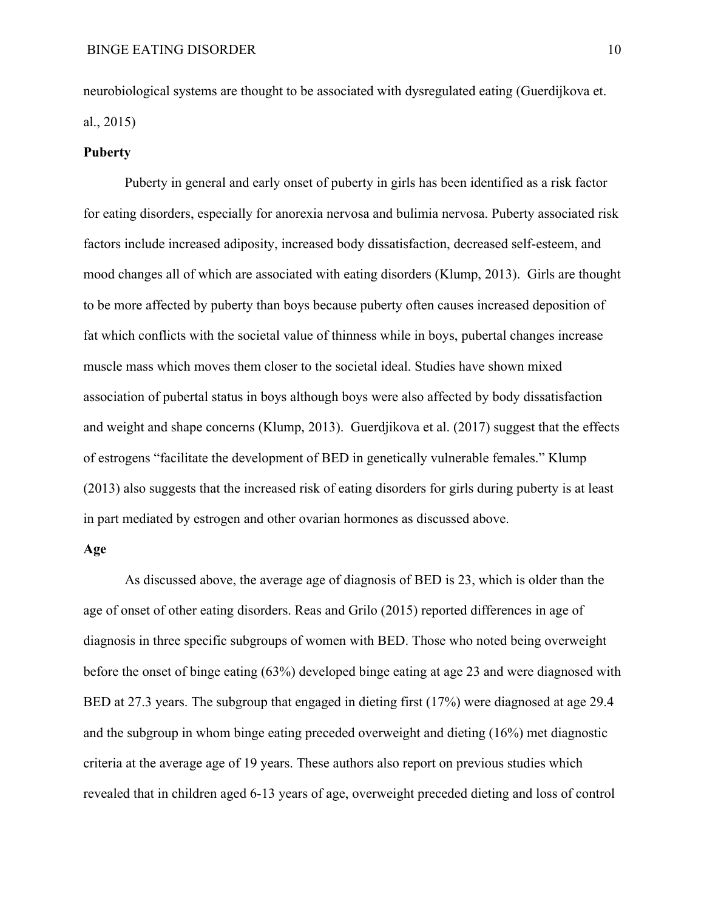neurobiological systems are thought to be associated with dysregulated eating (Guerdijkova et. al., 2015)

**Puberty**

Puberty in general and early onset of puberty in girls has been identified as a risk factor for eating disorders, especially for anorexia nervosa and bulimia nervosa. Puberty associated risk factors include increased adiposity, increased body dissatisfaction, decreased self-esteem, and mood changes all of which are associated with eating disorders (Klump, 2013). Girls are thought to be more affected by puberty than boys because puberty often causes increased deposition of fat which conflicts with the societal value of thinness while in boys, pubertal changes increase muscle mass which moves them closer to the societal ideal. Studies have shown mixed association of pubertal status in boys although boys were also affected by body dissatisfaction and weight and shape concerns (Klump, 2013). Guerdjikova et al. (2017) suggest that the effects of estrogens "facilitate the development of BED in genetically vulnerable females." Klump (2013) also suggests that the increased risk of eating disorders for girls during puberty is at least in part mediated by estrogen and other ovarian hormones as discussed above.

**Age**

As discussed above, the average age of diagnosis of BED is 23, which is older than the age of onset of other eating disorders. Reas and Grilo (2015) reported differences in age of diagnosis in three specific subgroups of women with BED. Those who noted being overweight before the onset of binge eating (63%) developed binge eating at age 23 and were diagnosed with BED at 27.3 years. The subgroup that engaged in dieting first (17%) were diagnosed at age 29.4 and the subgroup in whom binge eating preceded overweight and dieting (16%) met diagnostic criteria at the average age of 19 years. These authors also report on previous studies which revealed that in children aged 6-13 years of age, overweight preceded dieting and loss of control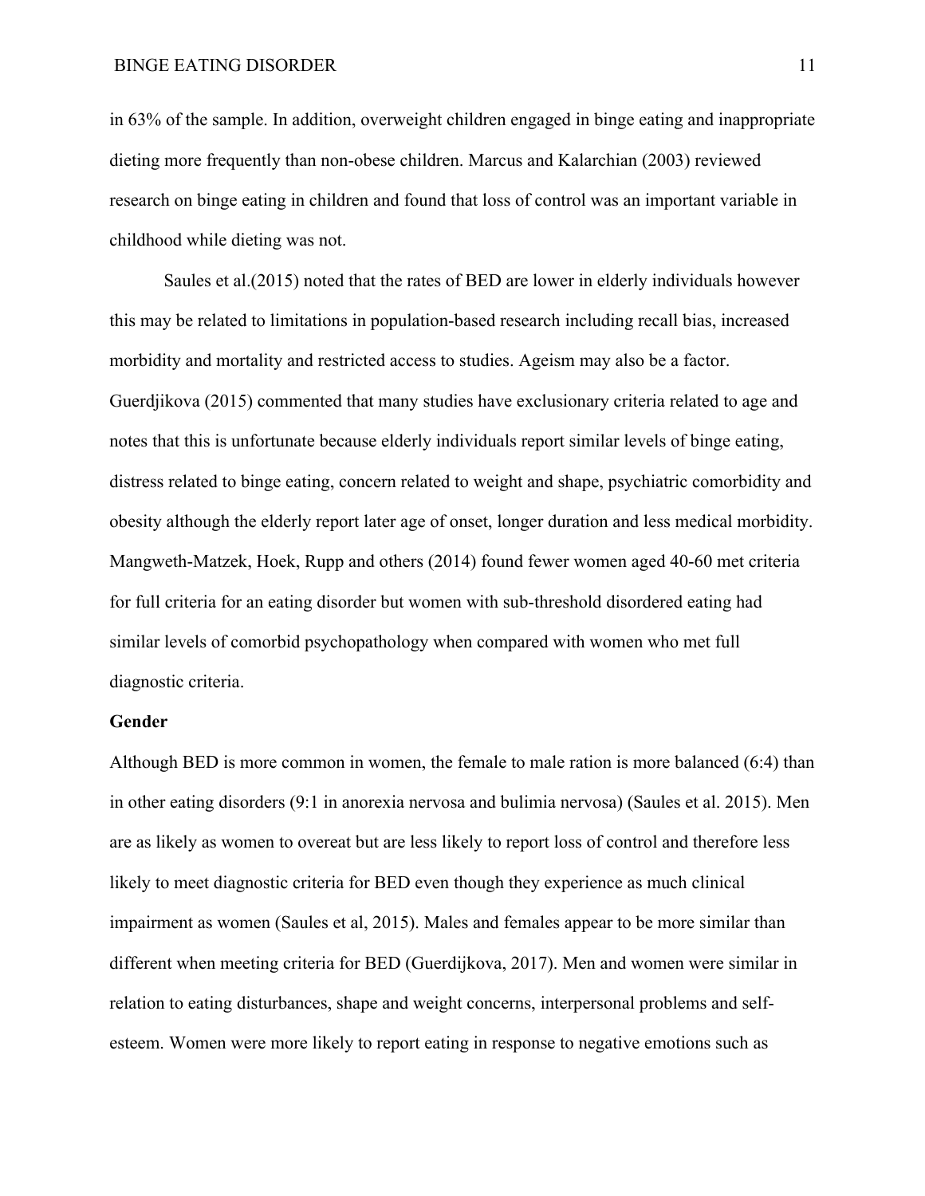in 63% of the sample. In addition, overweight children engaged in binge eating and inappropriate dieting more frequently than non-obese children. Marcus and Kalarchian (2003) reviewed research on binge eating in children and found that loss of control was an important variable in childhood while dieting was not.

Saules et al.(2015) noted that the rates of BED are lower in elderly individuals however this may be related to limitations in population-based research including recall bias, increased morbidity and mortality and restricted access to studies. Ageism may also be a factor. Guerdjikova (2015) commented that many studies have exclusionary criteria related to age and notes that this is unfortunate because elderly individuals report similar levels of binge eating, distress related to binge eating, concern related to weight and shape, psychiatric comorbidity and obesity although the elderly report later age of onset, longer duration and less medical morbidity. Mangweth-Matzek, Hoek, Rupp and others (2014) found fewer women aged 40-60 met criteria for full criteria for an eating disorder but women with sub-threshold disordered eating had similar levels of comorbid psychopathology when compared with women who met full diagnostic criteria.

**Gender**

Although BED is more common in women, the female to male ration is more balanced (6:4) than in other eating disorders (9:1 in anorexia nervosa and bulimia nervosa) (Saules et al. 2015). Men are as likely as women to overeat but are less likely to report loss of control and therefore less likely to meet diagnostic criteria for BED even though they experience as much clinical impairment as women (Saules et al, 2015). Males and females appear to be more similar than different when meeting criteria for BED (Guerdijkova, 2017). Men and women were similar in relation to eating disturbances, shape and weight concerns, interpersonal problems and self-esteem. Women were more likely to report eating in response to negative emotions such as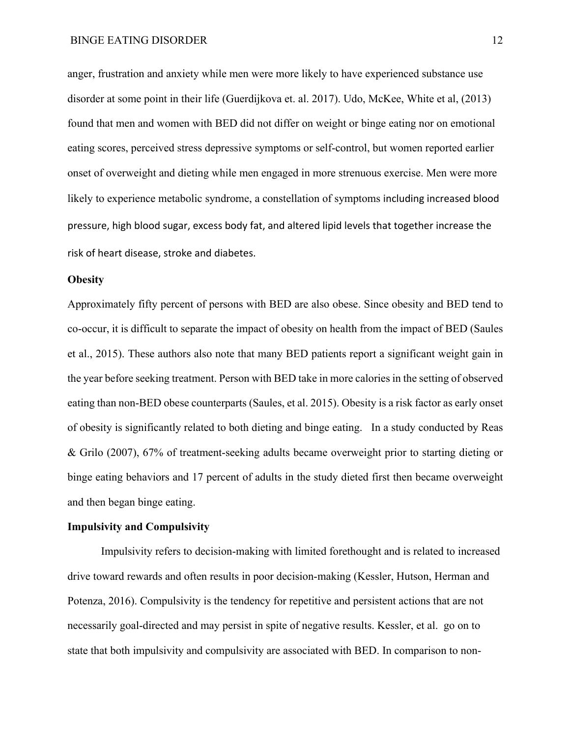anger, frustration and anxiety while men were more likely to have experienced substance use disorder at some point in their life (Guerdijkova et. al. 2017). Udo, McKee, White et al, (2013) found that men and women with BED did not differ on weight or binge eating nor on emotional eating scores, perceived stress depressive symptoms or self-control, but women reported earlier onset of overweight and dieting while men engaged in more strenuous exercise. Men were more likely to experience metabolic syndrome, a constellation of symptoms including increased blood pressure, high blood sugar, excess body fat, and altered lipid levels that together increase the risk of heart disease, stroke and diabetes.

**Obesity**

Approximately fifty percent of persons with BED are also obese. Since obesity and BED tend to co-occur, it is difficult to separate the impact of obesity on health from the impact of BED (Saules et al., 2015). These authors also note that many BED patients report a significant weight gain in the year before seeking treatment. Person with BED take in more calories in the setting of observed eating than non-BED obese counterparts (Saules, et al. 2015). Obesity is a risk factor as early onset of obesity is significantly related to both dieting and binge eating. In a study conducted by Reas & Grilo (2007), 67% of treatment-seeking adults became overweight prior to starting dieting or binge eating behaviors and 17 percent of adults in the study dieted first then became overweight and then began binge eating.

**Impulsivity and Compulsivity**

Impulsivity refers to decision-making with limited forethought and is related to increased drive toward rewards and often results in poor decision-making (Kessler, Hutson, Herman and Potenza, 2016). Compulsivity is the tendency for repetitive and persistent actions that are not necessarily goal-directed and may persist in spite of negative results. Kessler, et al. go on to state that both impulsivity and compulsivity are associated with BED. In comparison to non-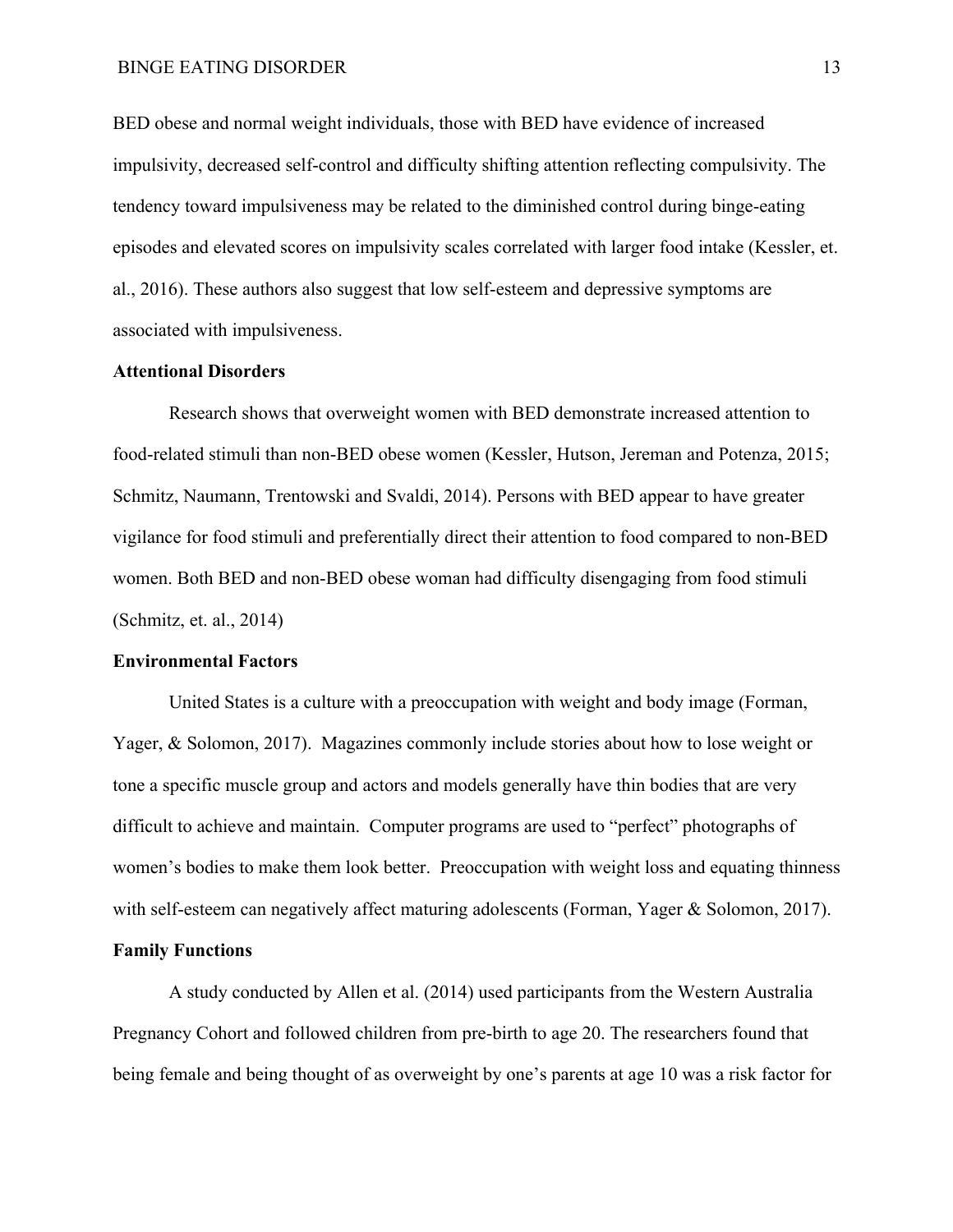BED obese and normal weight individuals, those with BED have evidence of increased impulsivity, decreased self-control and difficulty shifting attention reflecting compulsivity. The tendency toward impulsiveness may be related to the diminished control during binge-eating episodes and elevated scores on impulsivity scales correlated with larger food intake (Kessler, et. al., 2016). These authors also suggest that low self-esteem and depressive symptoms are associated with impulsiveness.

**Attentional Disorders**

Research shows that overweight women with BED demonstrate increased attention to food-related stimuli than non-BED obese women (Kessler, Hutson, Jereman and Potenza, 2015; Schmitz, Naumann, Trentowski and Svaldi, 2014). Persons with BED appear to have greater vigilance for food stimuli and preferentially direct their attention to food compared to non-BED women. Both BED and non-BED obese woman had difficulty disengaging from food stimuli (Schmitz, et. al., 2014)

**Environmental Factors**

United States is a culture with a preoccupation with weight and body image (Forman, Yager, & Solomon, 2017). Magazines commonly include stories about how to lose weight or tone a specific muscle group and actors and models generally have thin bodies that are very difficult to achieve and maintain. Computer programs are used to "perfect" photographs of women's bodies to make them look better. Preoccupation with weight loss and equating thinness with self-esteem can negatively affect maturing adolescents (Forman, Yager & Solomon, 2017).

**Family Functions**

A study conducted by Allen et al. (2014) used participants from the Western Australia Pregnancy Cohort and followed children from pre-birth to age 20. The researchers found that being female and being thought of as overweight by one's parents at age 10 was a risk factor for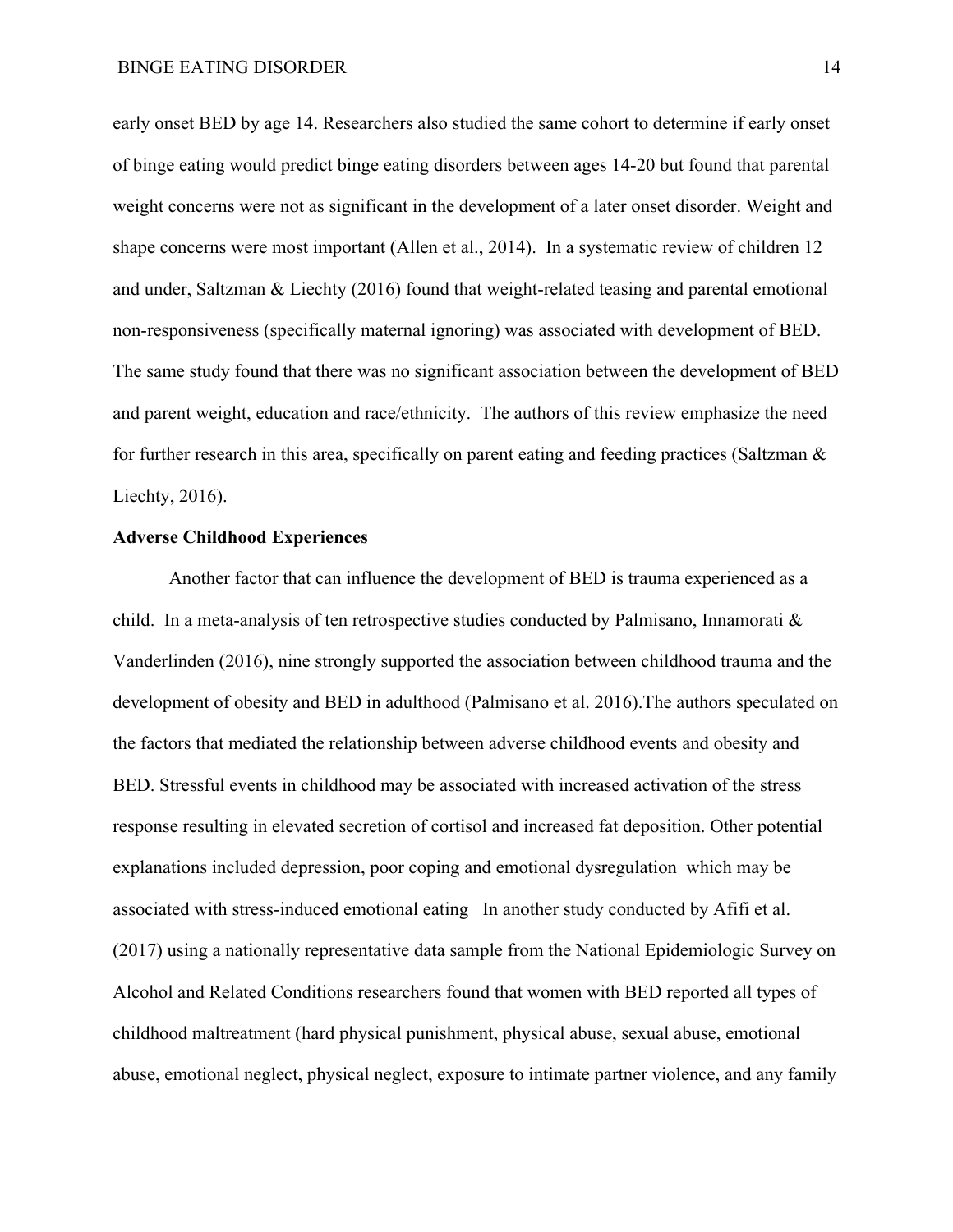early onset BED by age 14. Researchers also studied the same cohort to determine if early onset of binge eating would predict binge eating disorders between ages 14-20 but found that parental weight concerns were not as significant in the development of a later onset disorder. Weight and shape concerns were most important (Allen et al., 2014). In a systematic review of children 12 and under, Saltzman & Liechty (2016) found that weight-related teasing and parental emotional non-responsiveness (specifically maternal ignoring) was associated with development of BED. The same study found that there was no significant association between the development of BED and parent weight, education and race/ethnicity. The authors of this review emphasize the need for further research in this area, specifically on parent eating and feeding practices (Saltzman & Liechty, 2016).

**Adverse Childhood Experiences**

Another factor that can influence the development of BED is trauma experienced as a child. In a meta-analysis of ten retrospective studies conducted by Palmisano, Innamorati & Vanderlinden (2016), nine strongly supported the association between childhood trauma and the development of obesity and BED in adulthood (Palmisano et al. 2016).The authors speculated on the factors that mediated the relationship between adverse childhood events and obesity and BED. Stressful events in childhood may be associated with increased activation of the stress response resulting in elevated secretion of cortisol and increased fat deposition. Other potential explanations included depression, poor coping and emotional dysregulation which may be associated with stress-induced emotional eating In another study conducted by Afifi et al. (2017) using a nationally representative data sample from the National Epidemiologic Survey on Alcohol and Related Conditions researchers found that women with BED reported all types of childhood maltreatment (hard physical punishment, physical abuse, sexual abuse, emotional abuse, emotional neglect, physical neglect, exposure to intimate partner violence, and any family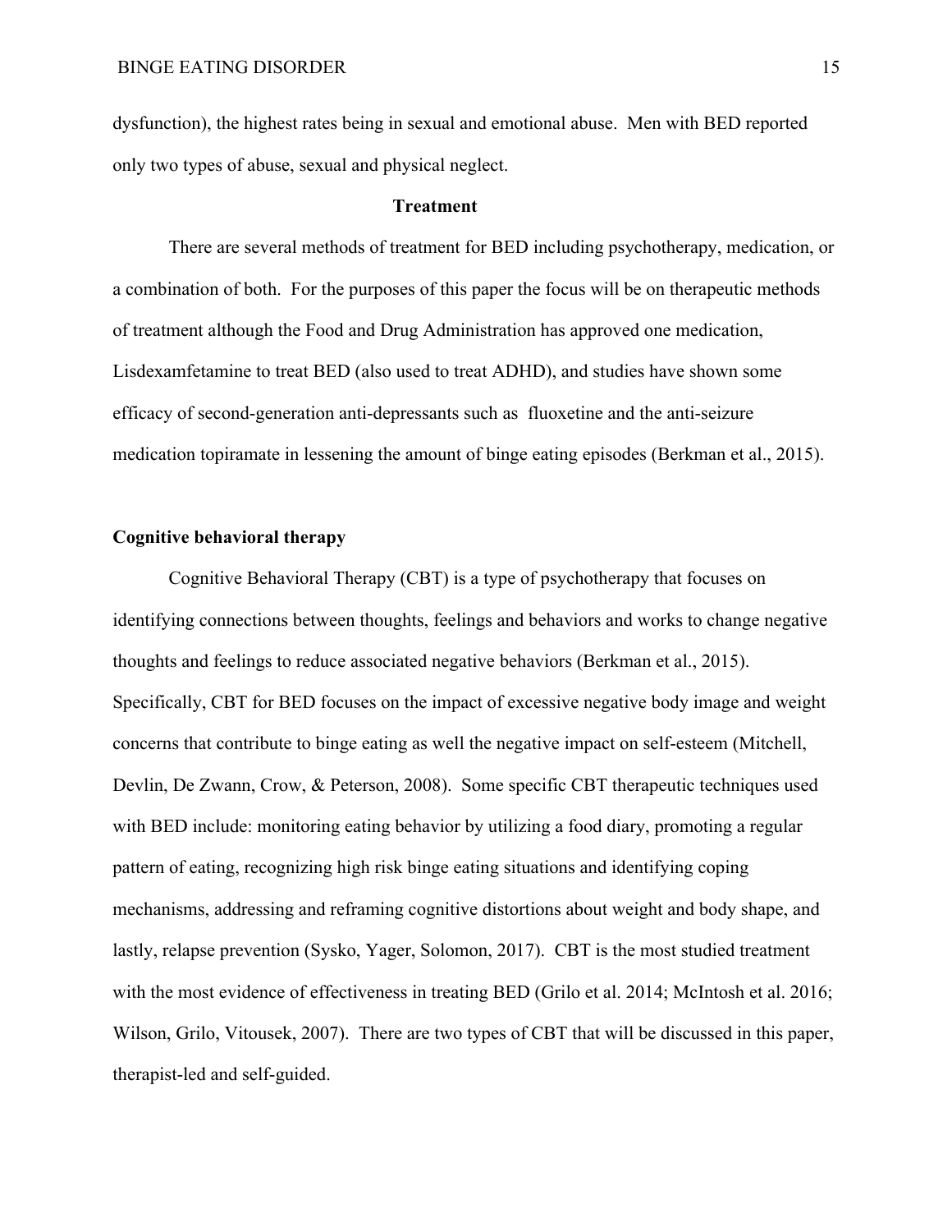dysfunction), the highest rates being in sexual and emotional abuse. Men with BED reported only two types of abuse, sexual and physical neglect.

## Treatment

There are several methods of treatment for BED including psychotherapy, medication, or a combination of both. For the purposes of this paper the focus will be on therapeutic methods of treatment although the Food and Drug Administration has approved one medication, Lisdexamfetamine to treat BED (also used to treat ADHD), and studies have shown some efficacy of second-generation anti-depressants such as fluoxetine and the anti-seizure medication topiramate in lessening the amount of binge eating episodes (Berkman et al., 2015).

### Cognitive behavioral therapy

Cognitive Behavioral Therapy (CBT) is a type of psychotherapy that focuses on identifying connections between thoughts, feelings and behaviors and works to change negative thoughts and feelings to reduce associated negative behaviors (Berkman et al., 2015). Specifically, CBT for BED focuses on the impact of excessive negative body image and weight concerns that contribute to binge eating as well the negative impact on self-esteem (Mitchell, Devlin, De Zwann, Crow, & Peterson, 2008). Some specific CBT therapeutic techniques used with BED include: monitoring eating behavior by utilizing a food diary, promoting a regular pattern of eating, recognizing high risk binge eating situations and identifying coping mechanisms, addressing and reframing cognitive distortions about weight and body shape, and lastly, relapse prevention (Sysko, Yager, Solomon, 2017). CBT is the most studied treatment with the most evidence of effectiveness in treating BED (Grilo et al. 2014; McIntosh et al. 2016; Wilson, Grilo, Vitousek, 2007). There are two types of CBT that will be discussed in this paper, therapist-led and self-guided.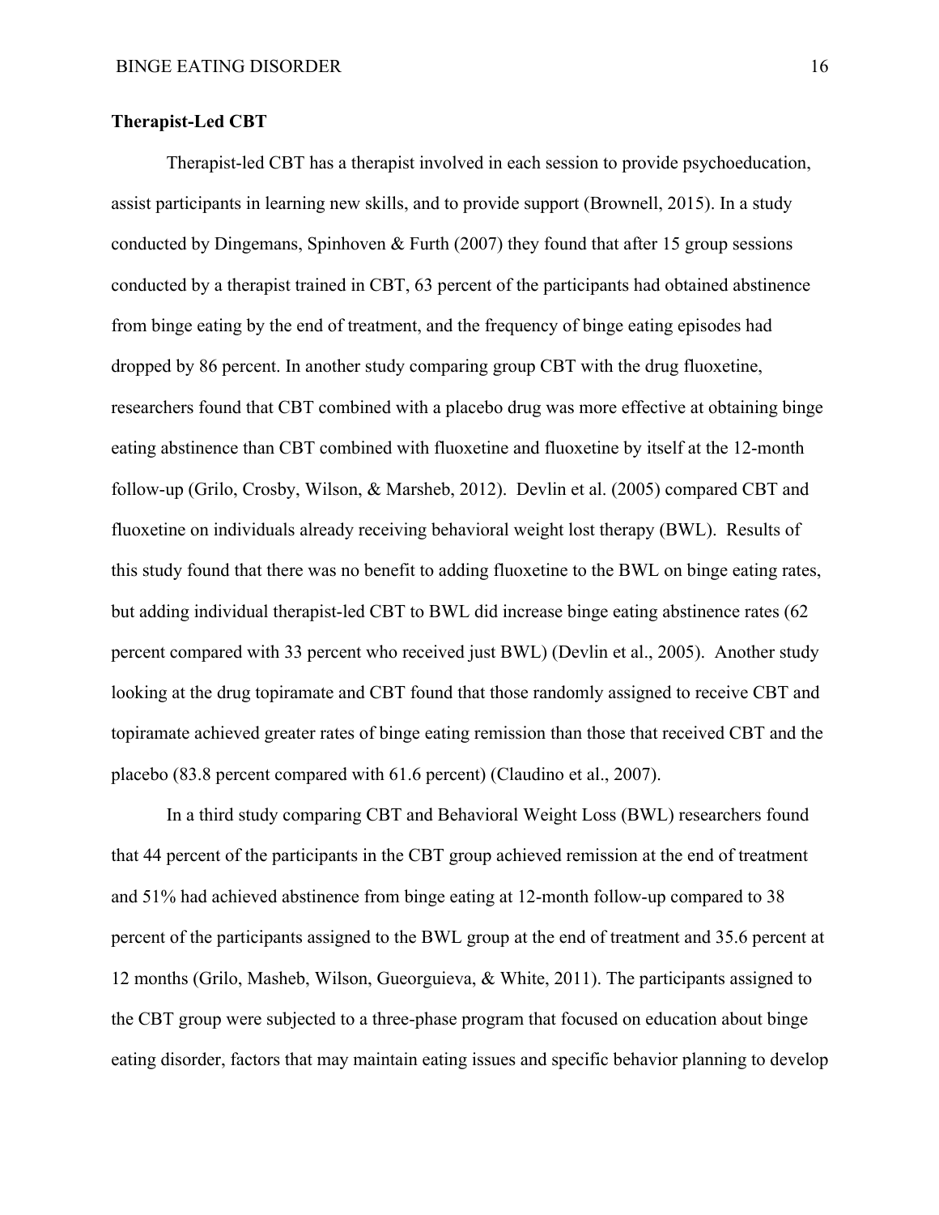**Therapist-Led CBT**

Therapist-led CBT has a therapist involved in each session to provide psychoeducation, assist participants in learning new skills, and to provide support (Brownell, 2015). In a study conducted by Dingemans, Spinhoven & Furth (2007) they found that after 15 group sessions conducted by a therapist trained in CBT, 63 percent of the participants had obtained abstinence from binge eating by the end of treatment, and the frequency of binge eating episodes had dropped by 86 percent. In another study comparing group CBT with the drug fluoxetine, researchers found that CBT combined with a placebo drug was more effective at obtaining binge eating abstinence than CBT combined with fluoxetine and fluoxetine by itself at the 12-month follow-up (Grilo, Crosby, Wilson, & Marsheb, 2012). Devlin et al. (2005) compared CBT and fluoxetine on individuals already receiving behavioral weight lost therapy (BWL). Results of this study found that there was no benefit to adding fluoxetine to the BWL on binge eating rates, but adding individual therapist-led CBT to BWL did increase binge eating abstinence rates (62 percent compared with 33 percent who received just BWL) (Devlin et al., 2005). Another study looking at the drug topiramate and CBT found that those randomly assigned to receive CBT and topiramate achieved greater rates of binge eating remission than those that received CBT and the placebo (83.8 percent compared with 61.6 percent) (Claudino et al., 2007).

In a third study comparing CBT and Behavioral Weight Loss (BWL) researchers found that 44 percent of the participants in the CBT group achieved remission at the end of treatment and 51% had achieved abstinence from binge eating at 12-month follow-up compared to 38 percent of the participants assigned to the BWL group at the end of treatment and 35.6 percent at 12 months (Grilo, Masheb, Wilson, Gueorguieva, & White, 2011). The participants assigned to the CBT group were subjected to a three-phase program that focused on education about binge eating disorder, factors that may maintain eating issues and specific behavior planning to develop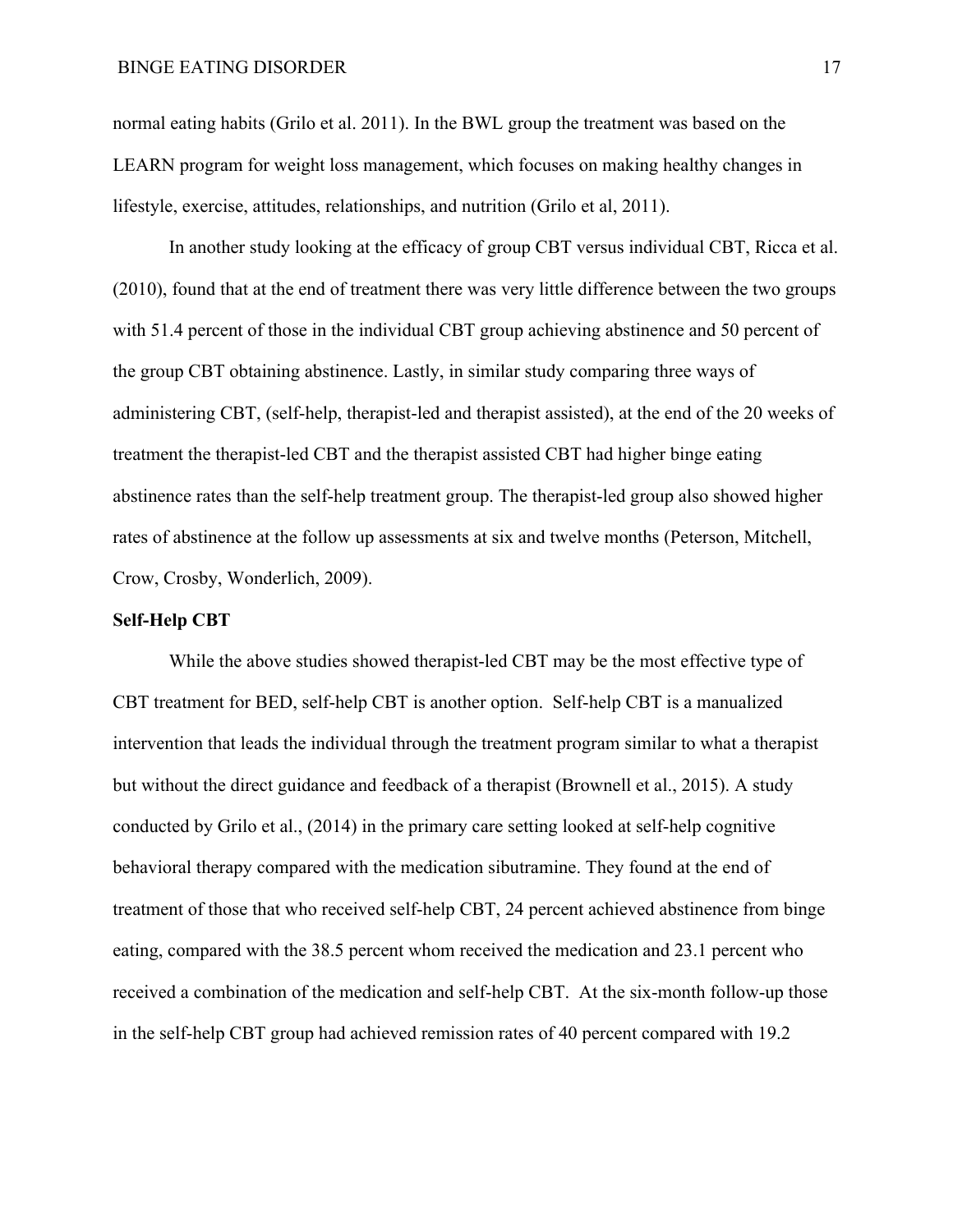normal eating habits (Grilo et al. 2011). In the BWL group the treatment was based on the LEARN program for weight loss management, which focuses on making healthy changes in lifestyle, exercise, attitudes, relationships, and nutrition (Grilo et al, 2011).

In another study looking at the efficacy of group CBT versus individual CBT, Ricca et al. (2010), found that at the end of treatment there was very little difference between the two groups with 51.4 percent of those in the individual CBT group achieving abstinence and 50 percent of the group CBT obtaining abstinence. Lastly, in similar study comparing three ways of administering CBT, (self-help, therapist-led and therapist assisted), at the end of the 20 weeks of treatment the therapist-led CBT and the therapist assisted CBT had higher binge eating abstinence rates than the self-help treatment group. The therapist-led group also showed higher rates of abstinence at the follow up assessments at six and twelve months (Peterson, Mitchell, Crow, Crosby, Wonderlich, 2009).

**Self-Help CBT**

While the above studies showed therapist-led CBT may be the most effective type of CBT treatment for BED, self-help CBT is another option. Self-help CBT is a manualized intervention that leads the individual through the treatment program similar to what a therapist but without the direct guidance and feedback of a therapist (Brownell et al., 2015). A study conducted by Grilo et al., (2014) in the primary care setting looked at self-help cognitive behavioral therapy compared with the medication sibutramine. They found at the end of treatment of those that who received self-help CBT, 24 percent achieved abstinence from binge eating, compared with the 38.5 percent whom received the medication and 23.1 percent who received a combination of the medication and self-help CBT. At the six-month follow-up those in the self-help CBT group had achieved remission rates of 40 percent compared with 19.2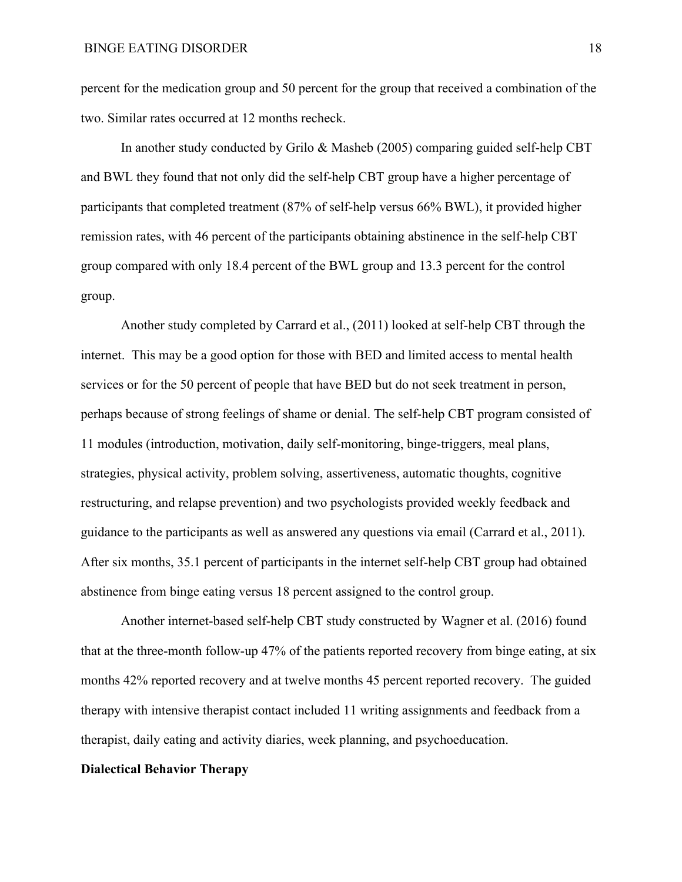percent for the medication group and 50 percent for the group that received a combination of the two. Similar rates occurred at 12 months recheck.

In another study conducted by Grilo & Masheb (2005) comparing guided self-help CBT and BWL they found that not only did the self-help CBT group have a higher percentage of participants that completed treatment (87% of self-help versus 66% BWL), it provided higher remission rates, with 46 percent of the participants obtaining abstinence in the self-help CBT group compared with only 18.4 percent of the BWL group and 13.3 percent for the control group.

Another study completed by Carrard et al., (2011) looked at self-help CBT through the internet. This may be a good option for those with BED and limited access to mental health services or for the 50 percent of people that have BED but do not seek treatment in person, perhaps because of strong feelings of shame or denial. The self-help CBT program consisted of 11 modules (introduction, motivation, daily self-monitoring, binge-triggers, meal plans, strategies, physical activity, problem solving, assertiveness, automatic thoughts, cognitive restructuring, and relapse prevention) and two psychologists provided weekly feedback and guidance to the participants as well as answered any questions via email (Carrard et al., 2011). After six months, 35.1 percent of participants in the internet self-help CBT group had obtained abstinence from binge eating versus 18 percent assigned to the control group.

Another internet-based self-help CBT study constructed by Wagner et al. (2016) found that at the three-month follow-up 47% of the patients reported recovery from binge eating, at six months 42% reported recovery and at twelve months 45 percent reported recovery. The guided therapy with intensive therapist contact included 11 writing assignments and feedback from a therapist, daily eating and activity diaries, week planning, and psychoeducation.

**Dialectical Behavior Therapy**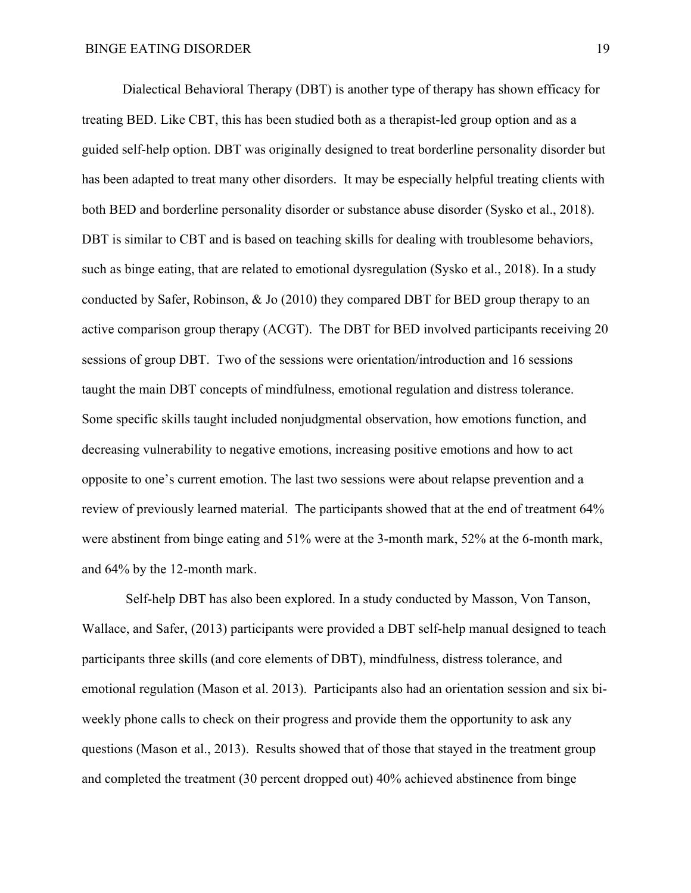Dialectical Behavioral Therapy (DBT) is another type of therapy has shown efficacy for treating BED. Like CBT, this has been studied both as a therapist-led group option and as a guided self-help option. DBT was originally designed to treat borderline personality disorder but has been adapted to treat many other disorders. It may be especially helpful treating clients with both BED and borderline personality disorder or substance abuse disorder (Sysko et al., 2018). DBT is similar to CBT and is based on teaching skills for dealing with troublesome behaviors, such as binge eating, that are related to emotional dysregulation (Sysko et al., 2018). In a study conducted by Safer, Robinson, & Jo (2010) they compared DBT for BED group therapy to an active comparison group therapy (ACGT). The DBT for BED involved participants receiving 20 sessions of group DBT. Two of the sessions were orientation/introduction and 16 sessions taught the main DBT concepts of mindfulness, emotional regulation and distress tolerance. Some specific skills taught included nonjudgmental observation, how emotions function, and decreasing vulnerability to negative emotions, increasing positive emotions and how to act opposite to one's current emotion. The last two sessions were about relapse prevention and a review of previously learned material. The participants showed that at the end of treatment 64% were abstinent from binge eating and 51% were at the 3-month mark, 52% at the 6-month mark, and 64% by the 12-month mark.

Self-help DBT has also been explored. In a study conducted by Masson, Von Tanson, Wallace, and Safer, (2013) participants were provided a DBT self-help manual designed to teach participants three skills (and core elements of DBT), mindfulness, distress tolerance, and emotional regulation (Mason et al. 2013). Participants also had an orientation session and six bi-weekly phone calls to check on their progress and provide them the opportunity to ask any questions (Mason et al., 2013). Results showed that of those that stayed in the treatment group and completed the treatment (30 percent dropped out) 40% achieved abstinence from binge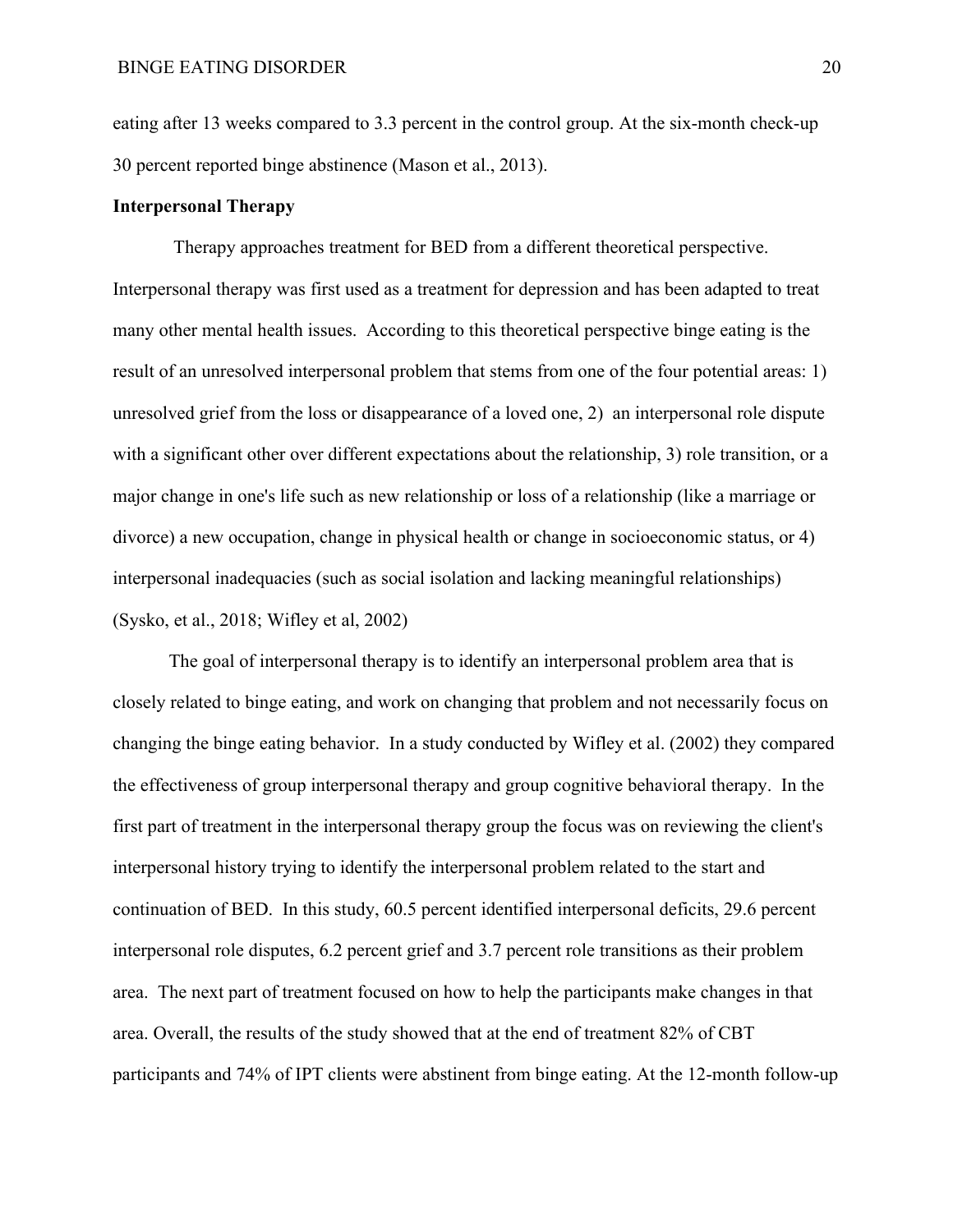eating after 13 weeks compared to 3.3 percent in the control group. At the six-month check-up 30 percent reported binge abstinence (Mason et al., 2013).

**Interpersonal Therapy**

Therapy approaches treatment for BED from a different theoretical perspective. Interpersonal therapy was first used as a treatment for depression and has been adapted to treat many other mental health issues. According to this theoretical perspective binge eating is the result of an unresolved interpersonal problem that stems from one of the four potential areas: 1) unresolved grief from the loss or disappearance of a loved one, 2) an interpersonal role dispute with a significant other over different expectations about the relationship, 3) role transition, or a major change in one's life such as new relationship or loss of a relationship (like a marriage or divorce) a new occupation, change in physical health or change in socioeconomic status, or 4) interpersonal inadequacies (such as social isolation and lacking meaningful relationships) (Sysko, et al., 2018; Wifley et al, 2002)

The goal of interpersonal therapy is to identify an interpersonal problem area that is closely related to binge eating, and work on changing that problem and not necessarily focus on changing the binge eating behavior. In a study conducted by Wifley et al. (2002) they compared the effectiveness of group interpersonal therapy and group cognitive behavioral therapy. In the first part of treatment in the interpersonal therapy group the focus was on reviewing the client's interpersonal history trying to identify the interpersonal problem related to the start and continuation of BED. In this study, 60.5 percent identified interpersonal deficits, 29.6 percent interpersonal role disputes, 6.2 percent grief and 3.7 percent role transitions as their problem area. The next part of treatment focused on how to help the participants make changes in that area. Overall, the results of the study showed that at the end of treatment 82% of CBT participants and 74% of IPT clients were abstinent from binge eating. At the 12-month follow-up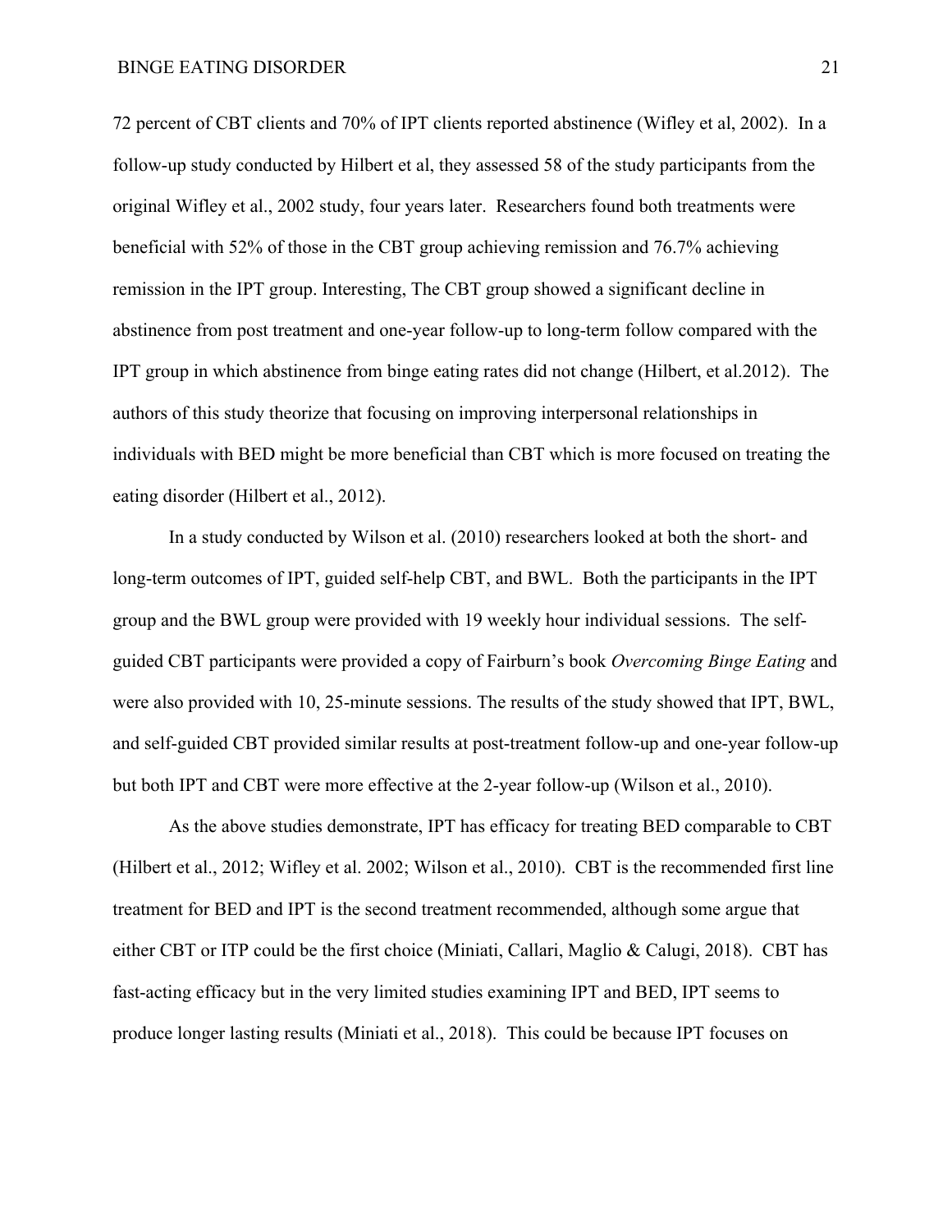72 percent of CBT clients and 70% of IPT clients reported abstinence (Wifley et al, 2002). In a follow-up study conducted by Hilbert et al, they assessed 58 of the study participants from the original Wifley et al., 2002 study, four years later. Researchers found both treatments were beneficial with 52% of those in the CBT group achieving remission and 76.7% achieving remission in the IPT group. Interesting, The CBT group showed a significant decline in abstinence from post treatment and one-year follow-up to long-term follow compared with the IPT group in which abstinence from binge eating rates did not change (Hilbert, et al.2012). The authors of this study theorize that focusing on improving interpersonal relationships in individuals with BED might be more beneficial than CBT which is more focused on treating the eating disorder (Hilbert et al., 2012).

In a study conducted by Wilson et al. (2010) researchers looked at both the short- and long-term outcomes of IPT, guided self-help CBT, and BWL. Both the participants in the IPT group and the BWL group were provided with 19 weekly hour individual sessions. The self-guided CBT participants were provided a copy of Fairburn's book *Overcoming Binge Eating* and were also provided with 10, 25-minute sessions. The results of the study showed that IPT, BWL, and self-guided CBT provided similar results at post-treatment follow-up and one-year follow-up but both IPT and CBT were more effective at the 2-year follow-up (Wilson et al., 2010).

As the above studies demonstrate, IPT has efficacy for treating BED comparable to CBT (Hilbert et al., 2012; Wifley et al. 2002; Wilson et al., 2010). CBT is the recommended first line treatment for BED and IPT is the second treatment recommended, although some argue that either CBT or ITP could be the first choice (Miniati, Callari, Maglio & Calugi, 2018). CBT has fast-acting efficacy but in the very limited studies examining IPT and BED, IPT seems to produce longer lasting results (Miniati et al., 2018). This could be because IPT focuses on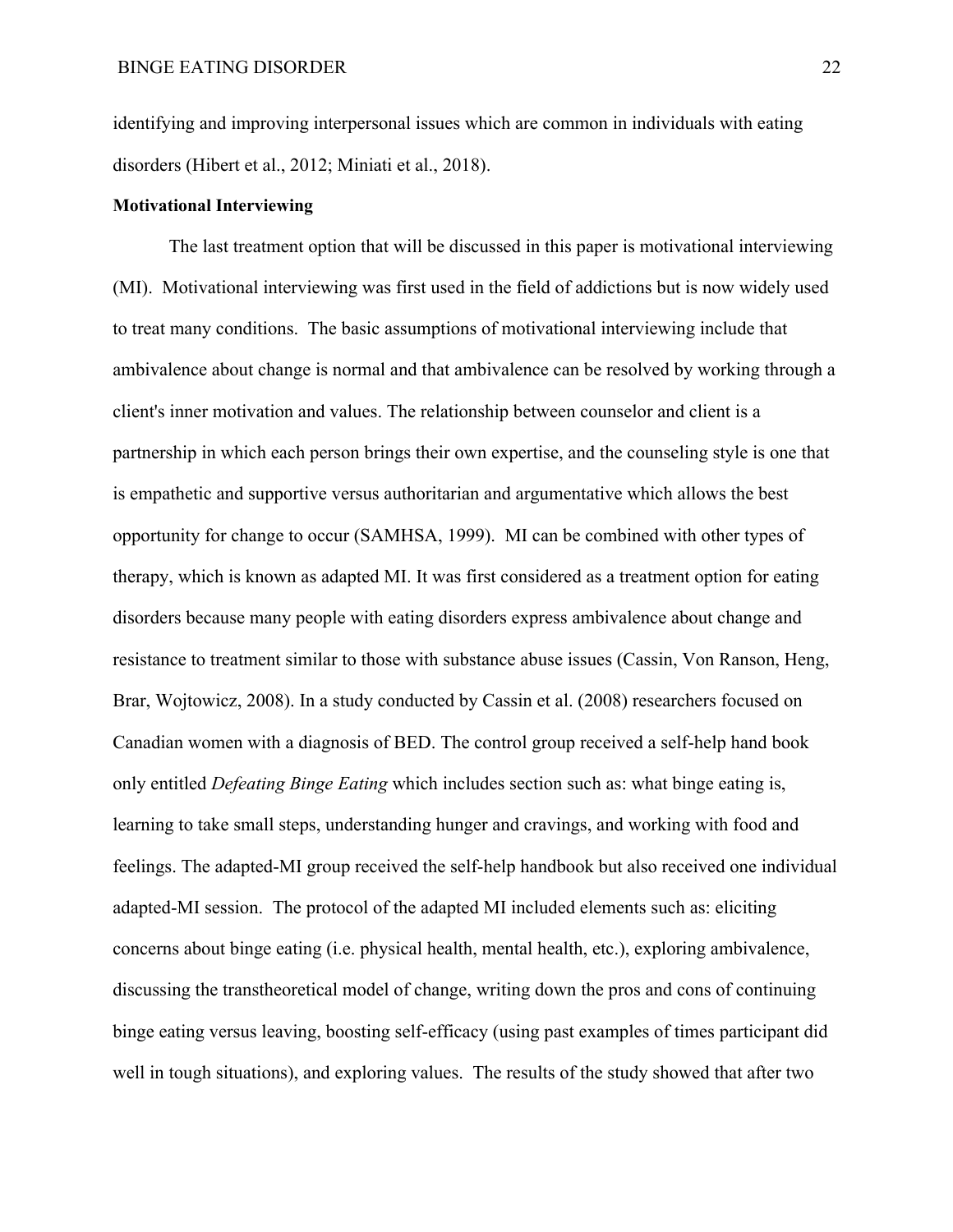identifying and improving interpersonal issues which are common in individuals with eating disorders (Hibert et al., 2012; Miniati et al., 2018).

**Motivational Interviewing**

The last treatment option that will be discussed in this paper is motivational interviewing (MI). Motivational interviewing was first used in the field of addictions but is now widely used to treat many conditions. The basic assumptions of motivational interviewing include that ambivalence about change is normal and that ambivalence can be resolved by working through a client's inner motivation and values. The relationship between counselor and client is a partnership in which each person brings their own expertise, and the counseling style is one that is empathetic and supportive versus authoritarian and argumentative which allows the best opportunity for change to occur (SAMHSA, 1999). MI can be combined with other types of therapy, which is known as adapted MI. It was first considered as a treatment option for eating disorders because many people with eating disorders express ambivalence about change and resistance to treatment similar to those with substance abuse issues (Cassin, Von Ranson, Heng, Brar, Wojtowicz, 2008). In a study conducted by Cassin et al. (2008) researchers focused on Canadian women with a diagnosis of BED. The control group received a self-help hand book only entitled *Defeating Binge Eating* which includes section such as: what binge eating is, learning to take small steps, understanding hunger and cravings, and working with food and feelings. The adapted-MI group received the self-help handbook but also received one individual adapted-MI session. The protocol of the adapted MI included elements such as: eliciting concerns about binge eating (i.e. physical health, mental health, etc.), exploring ambivalence, discussing the transtheoretical model of change, writing down the pros and cons of continuing binge eating versus leaving, boosting self-efficacy (using past examples of times participant did well in tough situations), and exploring values. The results of the study showed that after two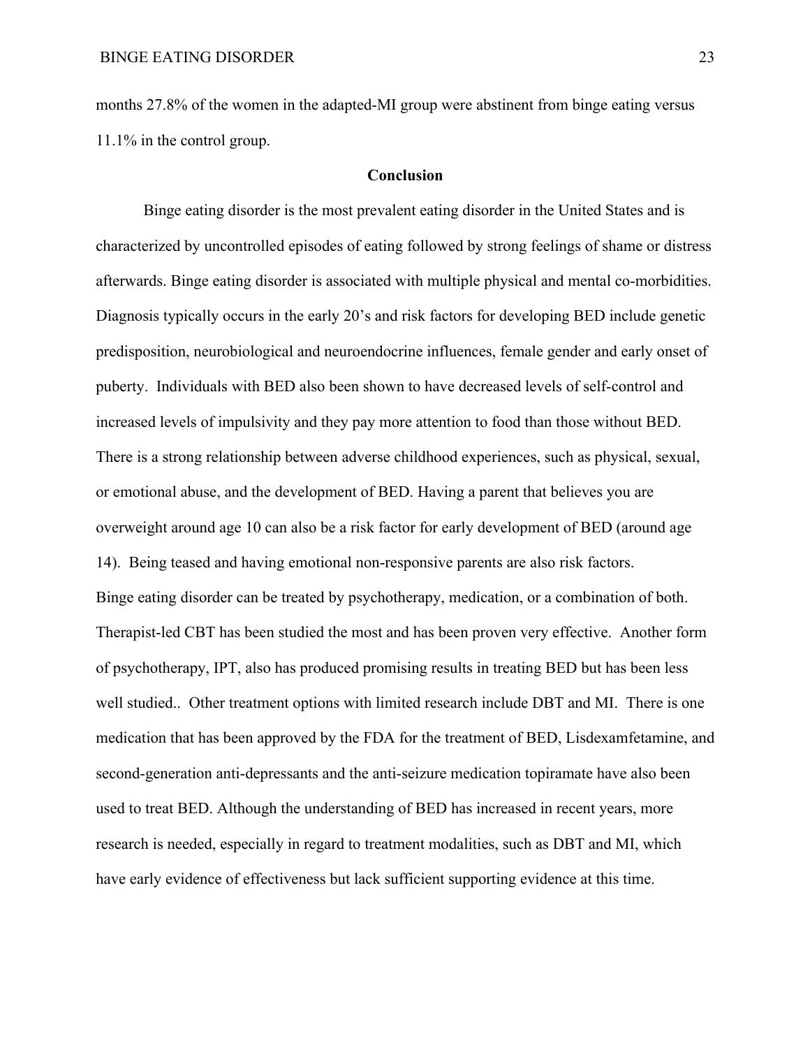months 27.8% of the women in the adapted-MI group were abstinent from binge eating versus 11.1% in the control group.

## Conclusion

Binge eating disorder is the most prevalent eating disorder in the United States and is characterized by uncontrolled episodes of eating followed by strong feelings of shame or distress afterwards. Binge eating disorder is associated with multiple physical and mental co-morbidities. Diagnosis typically occurs in the early 20's and risk factors for developing BED include genetic predisposition, neurobiological and neuroendocrine influences, female gender and early onset of puberty. Individuals with BED also been shown to have decreased levels of self-control and increased levels of impulsivity and they pay more attention to food than those without BED. There is a strong relationship between adverse childhood experiences, such as physical, sexual, or emotional abuse, and the development of BED. Having a parent that believes you are overweight around age 10 can also be a risk factor for early development of BED (around age 14). Being teased and having emotional non-responsive parents are also risk factors.
Binge eating disorder can be treated by psychotherapy, medication, or a combination of both. Therapist-led CBT has been studied the most and has been proven very effective. Another form of psychotherapy, IPT, also has produced promising results in treating BED but has been less well studied.. Other treatment options with limited research include DBT and MI. There is one medication that has been approved by the FDA for the treatment of BED, Lisdexamfetamine, and second-generation anti-depressants and the anti-seizure medication topiramate have also been used to treat BED. Although the understanding of BED has increased in recent years, more research is needed, especially in regard to treatment modalities, such as DBT and MI, which have early evidence of effectiveness but lack sufficient supporting evidence at this time.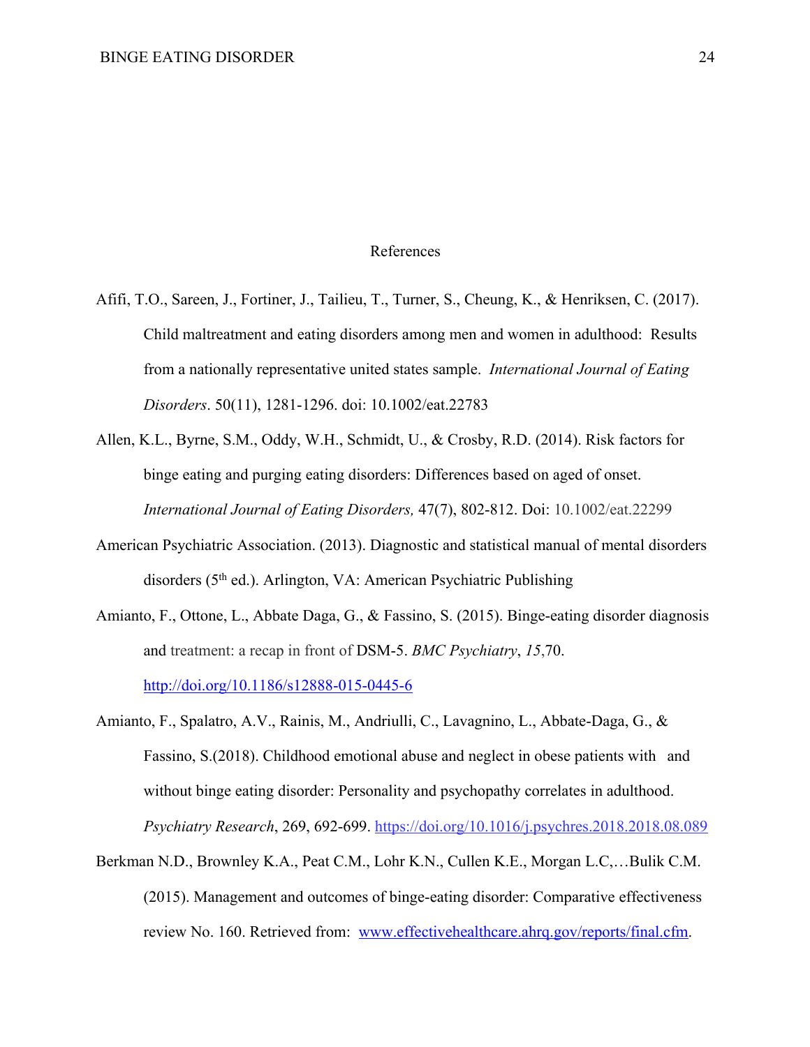# References

Afifi, T.O., Sareen, J., Fortiner, J., Tailieu, T., Turner, S., Cheung, K., & Henriksen, C. (2017). Child maltreatment and eating disorders among men and women in adulthood: Results from a nationally representative united states sample. *International Journal of Eating Disorders*. 50(11), 1281-1296. doi: 10.1002/eat.22783

Allen, K.L., Byrne, S.M., Oddy, W.H., Schmidt, U., & Crosby, R.D. (2014). Risk factors for binge eating and purging eating disorders: Differences based on aged of onset. *International Journal of Eating Disorders,* 47(7), 802-812. Doi: 10.1002/eat.22299

American Psychiatric Association. (2013). Diagnostic and statistical manual of mental disorders disorders (5th ed.). Arlington, VA: American Psychiatric Publishing

Amianto, F., Ottone, L., Abbate Daga, G., & Fassino, S. (2015). Binge-eating disorder diagnosis and treatment: a recap in front of DSM-5. *BMC Psychiatry*, *15*,70. http://doi.org/10.1186/s12888-015-0445-6

Amianto, F., Spalatro, A.V., Rainis, M., Andriulli, C., Lavagnino, L., Abbate-Daga, G., & Fassino, S.(2018). Childhood emotional abuse and neglect in obese patients with and without binge eating disorder: Personality and psychopathy correlates in adulthood. *Psychiatry Research*, 269, 692-699. https://doi.org/10.1016/j.psychres.2018.2018.08.089

Berkman N.D., Brownley K.A., Peat C.M., Lohr K.N., Cullen K.E., Morgan L.C,…Bulik C.M. (2015). Management and outcomes of binge-eating disorder: Comparative effectiveness review No. 160. Retrieved from: www.effectivehealthcare.ahrq.gov/reports/final.cfm.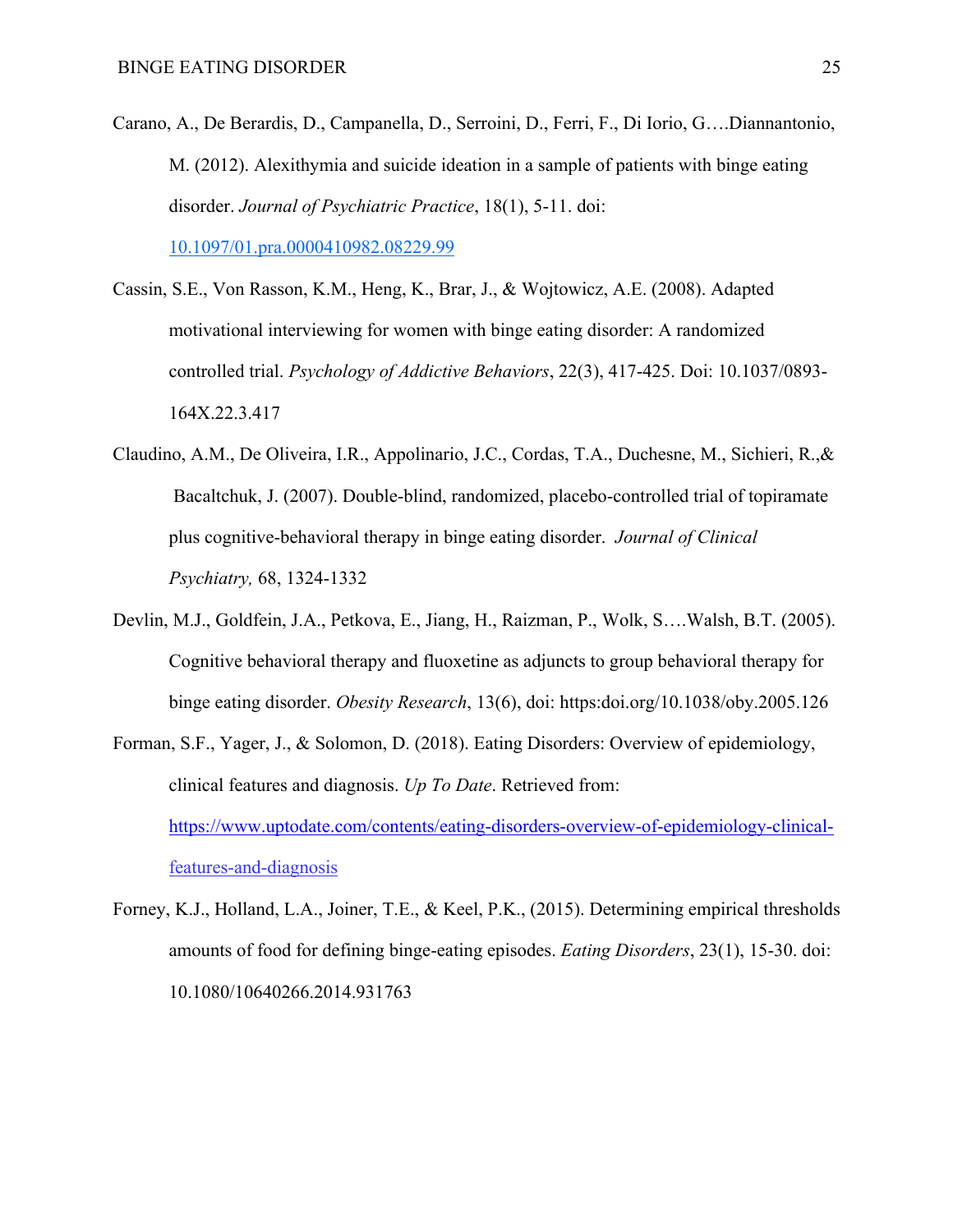Carano, A., De Berardis, D., Campanella, D., Serroini, D., Ferri, F., Di Iorio, G….Diannantonio, M. (2012). Alexithymia and suicide ideation in a sample of patients with binge eating disorder. *Journal of Psychiatric Practice*, 18(1), 5-11. doi: [10.1097/01.pra.0000410982.08229.99](10.1097/01.pra.0000410982.08229.99)

Cassin, S.E., Von Rasson, K.M., Heng, K., Brar, J., & Wojtowicz, A.E. (2008). Adapted motivational interviewing for women with binge eating disorder: A randomized controlled trial. *Psychology of Addictive Behaviors*, 22(3), 417-425. Doi: 10.1037/0893-164X.22.3.417

Claudino, A.M., De Oliveira, I.R., Appolinario, J.C., Cordas, T.A., Duchesne, M., Sichieri, R.,& Bacaltchuk, J. (2007). Double-blind, randomized, placebo-controlled trial of topiramate plus cognitive-behavioral therapy in binge eating disorder. *Journal of Clinical Psychiatry,* 68, 1324-1332

Devlin, M.J., Goldfein, J.A., Petkova, E., Jiang, H., Raizman, P., Wolk, S….Walsh, B.T. (2005). Cognitive behavioral therapy and fluoxetine as adjuncts to group behavioral therapy for binge eating disorder. *Obesity Research*, 13(6), doi: https:doi.org/10.1038/oby.2005.126

Forman, S.F., Yager, J., & Solomon, D. (2018). Eating Disorders: Overview of epidemiology, clinical features and diagnosis. *Up To Date*. Retrieved from: [https://www.uptodate.com/contents/eating-disorders-overview-of-epidemiology-clinical-features-and-diagnosis](https://www.uptodate.com/contents/eating-disorders-overview-of-epidemiology-clinical-features-and-diagnosis)

Forney, K.J., Holland, L.A., Joiner, T.E., & Keel, P.K., (2015). Determining empirical thresholds amounts of food for defining binge-eating episodes. *Eating Disorders*, 23(1), 15-30. doi: 10.1080/10640266.2014.931763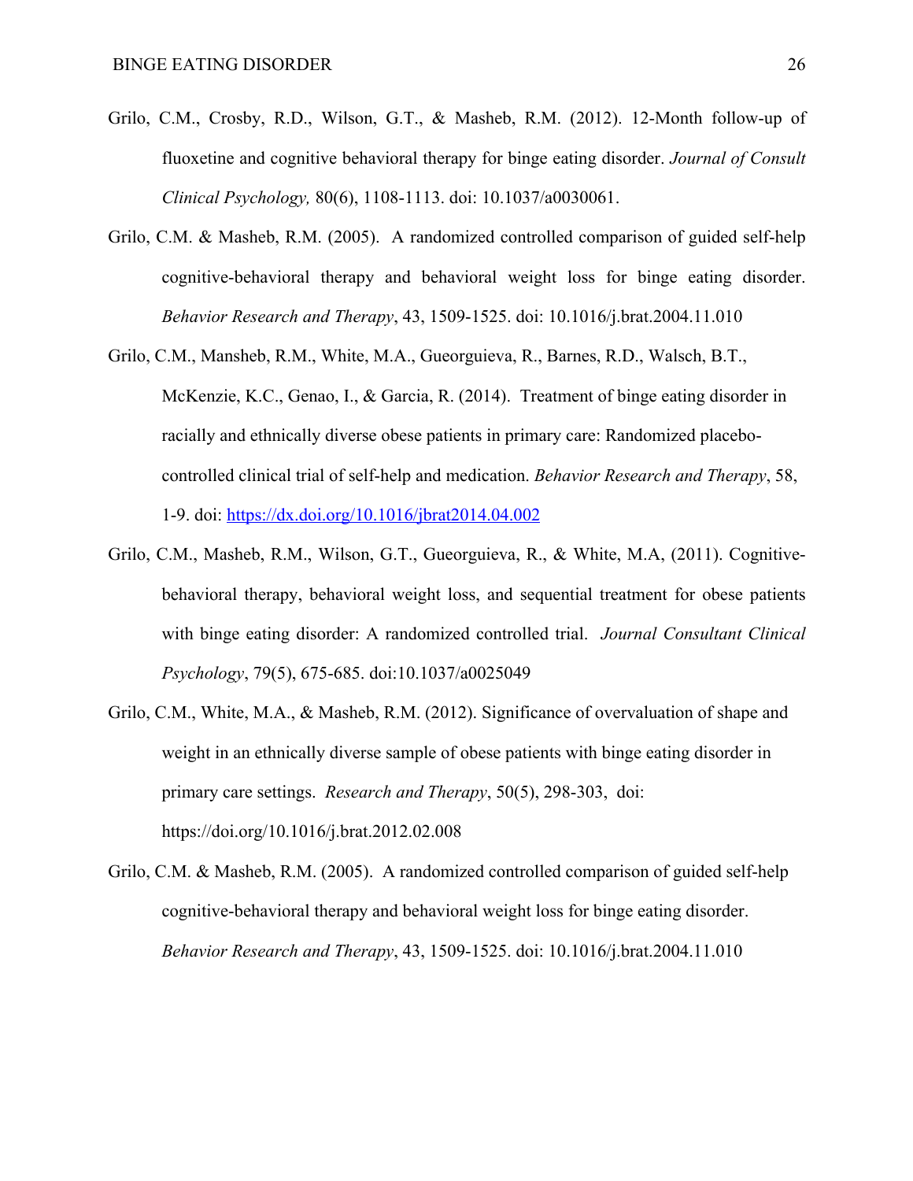Grilo, C.M., Crosby, R.D., Wilson, G.T., & Masheb, R.M. (2012). 12-Month follow-up of fluoxetine and cognitive behavioral therapy for binge eating disorder. *Journal of Consult Clinical Psychology,* 80(6), 1108-1113. doi: 10.1037/a0030061.

Grilo, C.M. & Masheb, R.M. (2005). A randomized controlled comparison of guided self-help cognitive-behavioral therapy and behavioral weight loss for binge eating disorder. *Behavior Research and Therapy*, 43, 1509-1525. doi: 10.1016/j.brat.2004.11.010

Grilo, C.M., Mansheb, R.M., White, M.A., Gueorguieva, R., Barnes, R.D., Walsch, B.T., McKenzie, K.C., Genao, I., & Garcia, R. (2014). Treatment of binge eating disorder in racially and ethnically diverse obese patients in primary care: Randomized placebo-controlled clinical trial of self-help and medication. *Behavior Research and Therapy*, 58, 1-9. doi: https://dx.doi.org/10.1016/jbrat2014.04.002

Grilo, C.M., Masheb, R.M., Wilson, G.T., Gueorguieva, R., & White, M.A, (2011). Cognitive-behavioral therapy, behavioral weight loss, and sequential treatment for obese patients with binge eating disorder: A randomized controlled trial. *Journal Consultant Clinical Psychology*, 79(5), 675-685. doi:10.1037/a0025049

Grilo, C.M., White, M.A., & Masheb, R.M. (2012). Significance of overvaluation of shape and weight in an ethnically diverse sample of obese patients with binge eating disorder in primary care settings. *Research and Therapy*, 50(5), 298-303, doi: https://doi.org/10.1016/j.brat.2012.02.008

Grilo, C.M. & Masheb, R.M. (2005). A randomized controlled comparison of guided self-help cognitive-behavioral therapy and behavioral weight loss for binge eating disorder. *Behavior Research and Therapy*, 43, 1509-1525. doi: 10.1016/j.brat.2004.11.010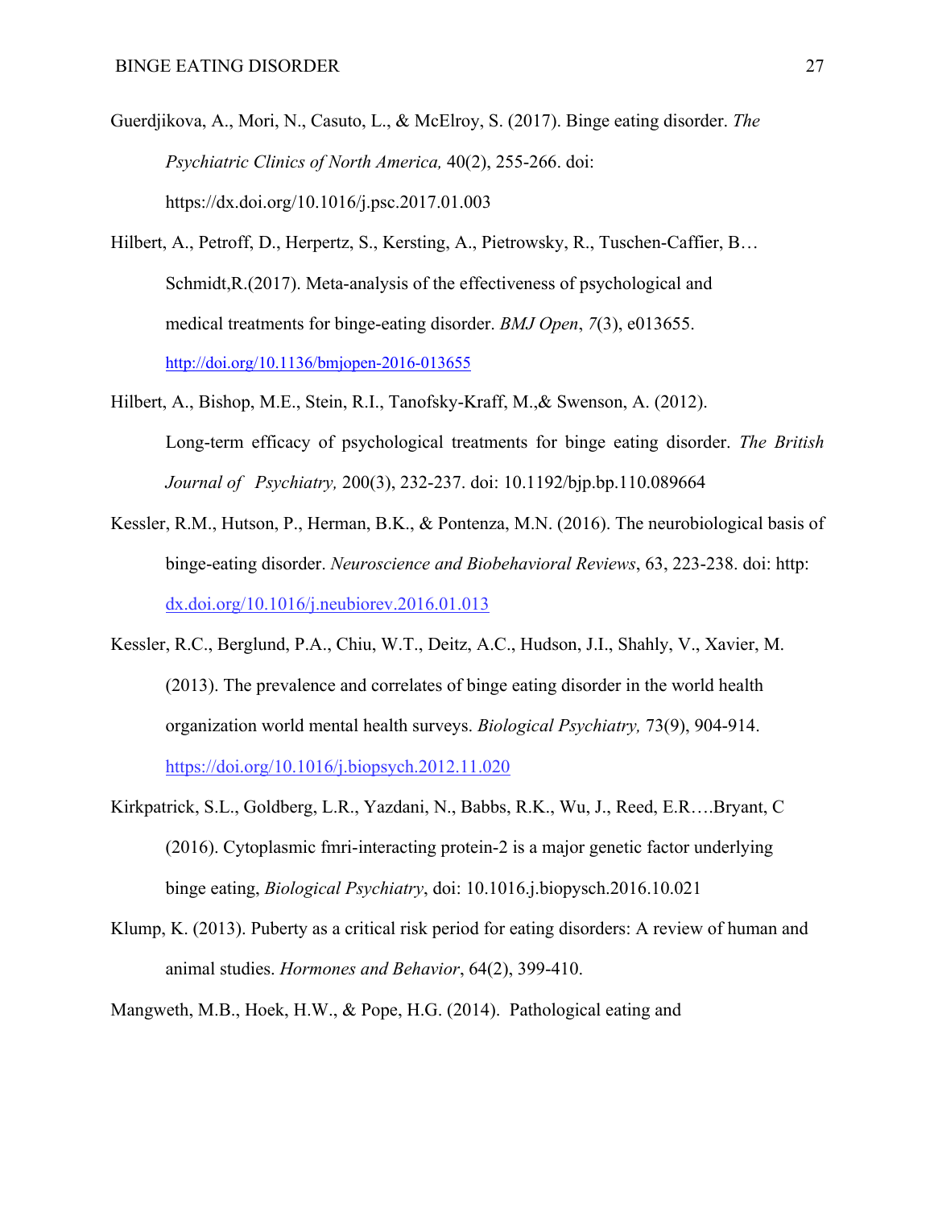Guerdjikova, A., Mori, N., Casuto, L., & McElroy, S. (2017). Binge eating disorder. *The Psychiatric Clinics of North America,* 40(2), 255-266. doi: https://dx.doi.org/10.1016/j.psc.2017.01.003

Hilbert, A., Petroff, D., Herpertz, S., Kersting, A., Pietrowsky, R., Tuschen-Caffier, B… Schmidt,R.(2017). Meta-analysis of the effectiveness of psychological and medical treatments for binge-eating disorder. *BMJ Open*, *7*(3), e013655. http://doi.org/10.1136/bmjopen-2016-013655

Hilbert, A., Bishop, M.E., Stein, R.I., Tanofsky-Kraff, M.,& Swenson, A. (2012). Long-term efficacy of psychological treatments for binge eating disorder. *The British Journal of Psychiatry,* 200(3), 232-237. doi: 10.1192/bjp.bp.110.089664

Kessler, R.M., Hutson, P., Herman, B.K., & Pontenza, M.N. (2016). The neurobiological basis of binge-eating disorder. *Neuroscience and Biobehavioral Reviews*, 63, 223-238. doi: http: dx.doi.org/10.1016/j.neubiorev.2016.01.013

Kessler, R.C., Berglund, P.A., Chiu, W.T., Deitz, A.C., Hudson, J.I., Shahly, V., Xavier, M. (2013). The prevalence and correlates of binge eating disorder in the world health organization world mental health surveys. *Biological Psychiatry,* 73(9), 904-914. https://doi.org/10.1016/j.biopsych.2012.11.020

Kirkpatrick, S.L., Goldberg, L.R., Yazdani, N., Babbs, R.K., Wu, J., Reed, E.R….Bryant, C (2016). Cytoplasmic fmri-interacting protein-2 is a major genetic factor underlying binge eating, *Biological Psychiatry*, doi: 10.1016.j.biopysch.2016.10.021

Klump, K. (2013). Puberty as a critical risk period for eating disorders: A review of human and animal studies. *Hormones and Behavior*, 64(2), 399-410.

Mangweth, M.B., Hoek, H.W., & Pope, H.G. (2014). Pathological eating and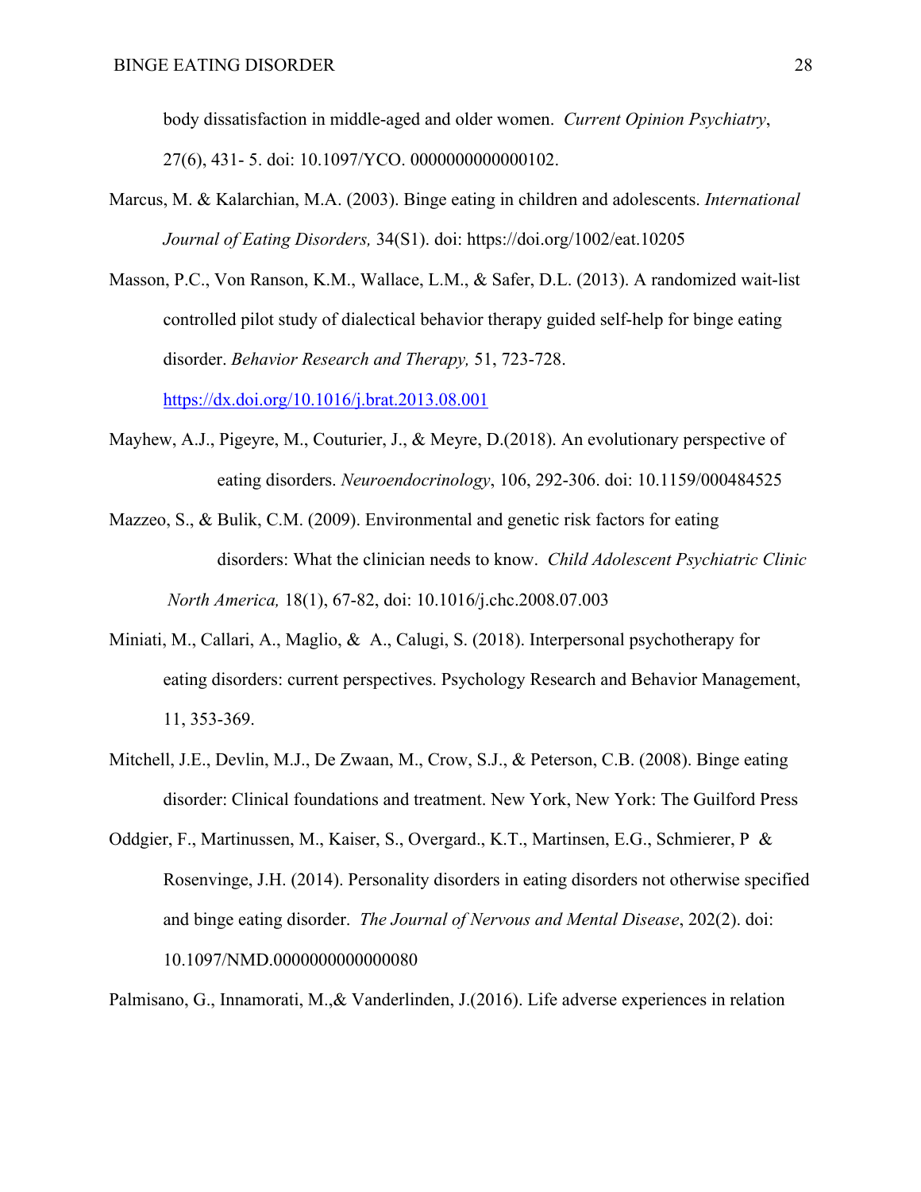body dissatisfaction in middle-aged and older women. *Current Opinion Psychiatry*, 27(6), 431- 5. doi: 10.1097/YCO. 0000000000000102.

Marcus, M. & Kalarchian, M.A. (2003). Binge eating in children and adolescents. *International Journal of Eating Disorders,* 34(S1). doi: https://doi.org/1002/eat.10205

Masson, P.C., Von Ranson, K.M., Wallace, L.M., & Safer, D.L. (2013). A randomized wait-list controlled pilot study of dialectical behavior therapy guided self-help for binge eating disorder. *Behavior Research and Therapy,* 51, 723-728. https://dx.doi.org/10.1016/j.brat.2013.08.001

Mayhew, A.J., Pigeyre, M., Couturier, J., & Meyre, D.(2018). An evolutionary perspective of eating disorders. *Neuroendocrinology*, 106, 292-306. doi: 10.1159/000484525

Mazzeo, S., & Bulik, C.M. (2009). Environmental and genetic risk factors for eating disorders: What the clinician needs to know. *Child Adolescent Psychiatric Clinic North America,* 18(1), 67-82, doi: 10.1016/j.chc.2008.07.003

Miniati, M., Callari, A., Maglio, & A., Calugi, S. (2018). Interpersonal psychotherapy for eating disorders: current perspectives. Psychology Research and Behavior Management, 11, 353-369.

Mitchell, J.E., Devlin, M.J., De Zwaan, M., Crow, S.J., & Peterson, C.B. (2008). Binge eating disorder: Clinical foundations and treatment. New York, New York: The Guilford Press

Oddgier, F., Martinussen, M., Kaiser, S., Overgard., K.T., Martinsen, E.G., Schmierer, P & Rosenvinge, J.H. (2014). Personality disorders in eating disorders not otherwise specified and binge eating disorder. *The Journal of Nervous and Mental Disease*, 202(2). doi: 10.1097/NMD.0000000000000080

Palmisano, G., Innamorati, M.,& Vanderlinden, J.(2016). Life adverse experiences in relation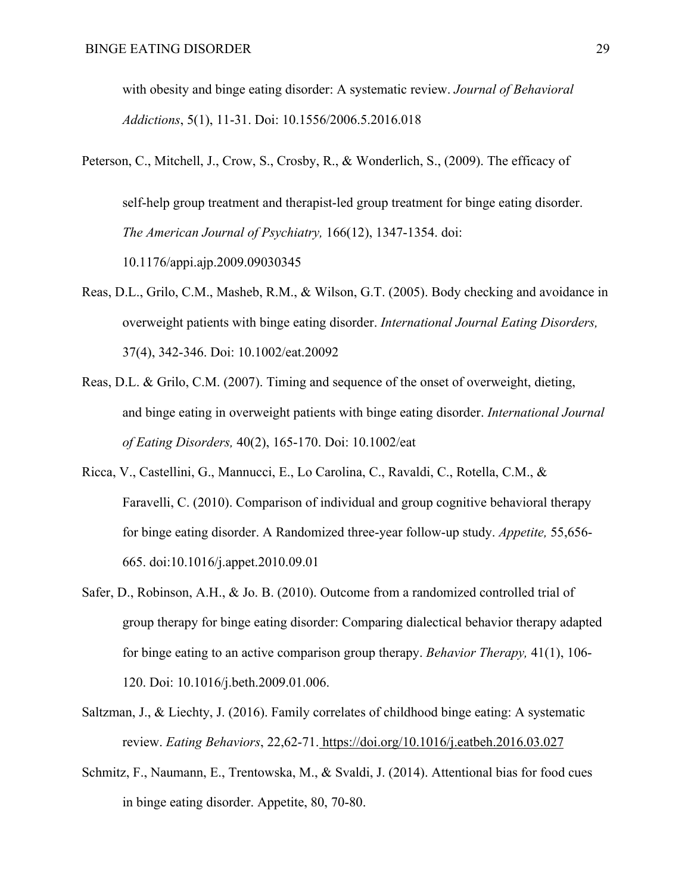with obesity and binge eating disorder: A systematic review. *Journal of Behavioral Addictions*, 5(1), 11-31. Doi: 10.1556/2006.5.2016.018

Peterson, C., Mitchell, J., Crow, S., Crosby, R., & Wonderlich, S., (2009). The efficacy of self-help group treatment and therapist-led group treatment for binge eating disorder. *The American Journal of Psychiatry,* 166(12), 1347-1354. doi: 10.1176/appi.ajp.2009.09030345

Reas, D.L., Grilo, C.M., Masheb, R.M., & Wilson, G.T. (2005). Body checking and avoidance in overweight patients with binge eating disorder. *International Journal Eating Disorders,* 37(4), 342-346. Doi: 10.1002/eat.20092

Reas, D.L. & Grilo, C.M. (2007). Timing and sequence of the onset of overweight, dieting, and binge eating in overweight patients with binge eating disorder. *International Journal of Eating Disorders,* 40(2), 165-170. Doi: 10.1002/eat

Ricca, V., Castellini, G., Mannucci, E., Lo Carolina, C., Ravaldi, C., Rotella, C.M., & Faravelli, C. (2010). Comparison of individual and group cognitive behavioral therapy for binge eating disorder. A Randomized three-year follow-up study. *Appetite,* 55,656-665. doi:10.1016/j.appet.2010.09.01

Safer, D., Robinson, A.H., & Jo. B. (2010). Outcome from a randomized controlled trial of group therapy for binge eating disorder: Comparing dialectical behavior therapy adapted for binge eating to an active comparison group therapy. *Behavior Therapy,* 41(1), 106-120. Doi: 10.1016/j.beth.2009.01.006.

Saltzman, J., & Liechty, J. (2016). Family correlates of childhood binge eating: A systematic review. *Eating Behaviors*, 22,62-71. https://doi.org/10.1016/j.eatbeh.2016.03.027

Schmitz, F., Naumann, E., Trentowska, M., & Svaldi, J. (2014). Attentional bias for food cues in binge eating disorder. Appetite, 80, 70-80.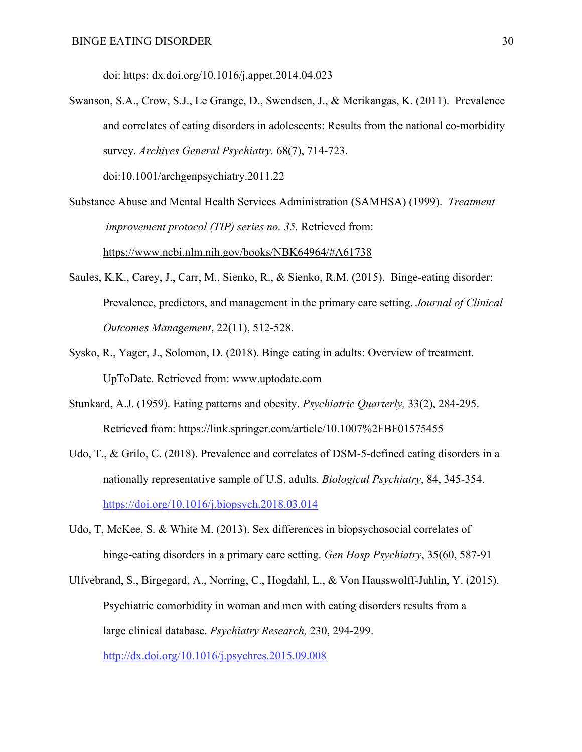doi: https: dx.doi.org/10.1016/j.appet.2014.04.023

Swanson, S.A., Crow, S.J., Le Grange, D., Swendsen, J., & Merikangas, K. (2011). Prevalence and correlates of eating disorders in adolescents: Results from the national co-morbidity survey. *Archives General Psychiatry.* 68(7), 714-723. doi:10.1001/archgenpsychiatry.2011.22

Substance Abuse and Mental Health Services Administration (SAMHSA) (1999). *Treatment improvement protocol (TIP) series no. 35.* Retrieved from: https://www.ncbi.nlm.nih.gov/books/NBK64964/#A61738

Saules, K.K., Carey, J., Carr, M., Sienko, R., & Sienko, R.M. (2015). Binge-eating disorder: Prevalence, predictors, and management in the primary care setting. *Journal of Clinical Outcomes Management*, 22(11), 512-528.

Sysko, R., Yager, J., Solomon, D. (2018). Binge eating in adults: Overview of treatment. UpToDate. Retrieved from: www.uptodate.com

Stunkard, A.J. (1959). Eating patterns and obesity. *Psychiatric Quarterly,* 33(2), 284-295. Retrieved from: https://link.springer.com/article/10.1007%2FBF01575455

Udo, T., & Grilo, C. (2018). Prevalence and correlates of DSM-5-defined eating disorders in a nationally representative sample of U.S. adults. *Biological Psychiatry*, 84, 345-354. https://doi.org/10.1016/j.biopsych.2018.03.014

Udo, T, McKee, S. & White M. (2013). Sex differences in biopsychosocial correlates of binge-eating disorders in a primary care setting. *Gen Hosp Psychiatry*, 35(60, 587-91

Ulfvebrand, S., Birgegard, A., Norring, C., Hogdahl, L., & Von Hausswolff-Juhlin, Y. (2015). Psychiatric comorbidity in woman and men with eating disorders results from a large clinical database. *Psychiatry Research,* 230, 294-299. http://dx.doi.org/10.1016/j.psychres.2015.09.008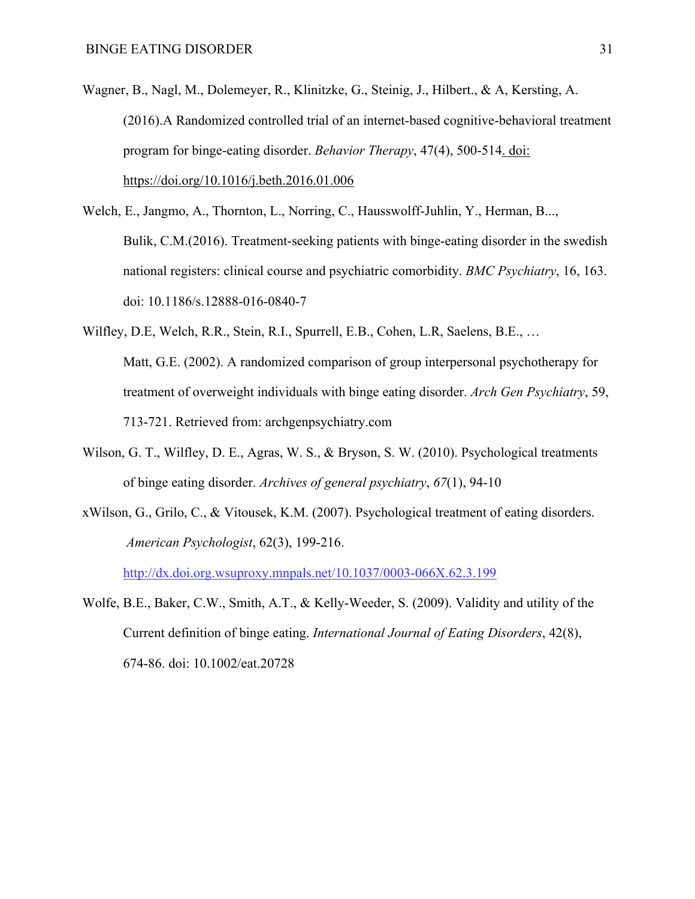Wagner, B., Nagl, M., Dolemeyer, R., Klinitzke, G., Steinig, J., Hilbert., & A, Kersting, A. (2016).A Randomized controlled trial of an internet-based cognitive-behavioral treatment program for binge-eating disorder. *Behavior Therapy*, 47(4), 500-514. doi: https://doi.org/10.1016/j.beth.2016.01.006

Welch, E., Jangmo, A., Thornton, L., Norring, C., Hausswolff-Juhlin, Y., Herman, B..., Bulik, C.M.(2016). Treatment-seeking patients with binge-eating disorder in the swedish national registers: clinical course and psychiatric comorbidity. *BMC Psychiatry*, 16, 163. doi: 10.1186/s.12888-016-0840-7

Wilfley, D.E, Welch, R.R., Stein, R.I., Spurrell, E.B., Cohen, L.R, Saelens, B.E., … Matt, G.E. (2002). A randomized comparison of group interpersonal psychotherapy for treatment of overweight individuals with binge eating disorder. *Arch Gen Psychiatry*, 59, 713-721. Retrieved from: archgenpsychiatry.com

Wilson, G. T., Wilfley, D. E., Agras, W. S., & Bryson, S. W. (2010). Psychological treatments of binge eating disorder. *Archives of general psychiatry*, *67*(1), 94-10

xWilson, G., Grilo, C., & Vitousek, K.M. (2007). Psychological treatment of eating disorders. *American Psychologist*, 62(3), 199-216. http://dx.doi.org.wsuproxy.mnpals.net/10.1037/0003-066X.62.3.199

Wolfe, B.E., Baker, C.W., Smith, A.T., & Kelly-Weeder, S. (2009). Validity and utility of the Current definition of binge eating. *International Journal of Eating Disorders*, 42(8), 674-86. doi: 10.1002/eat.20728